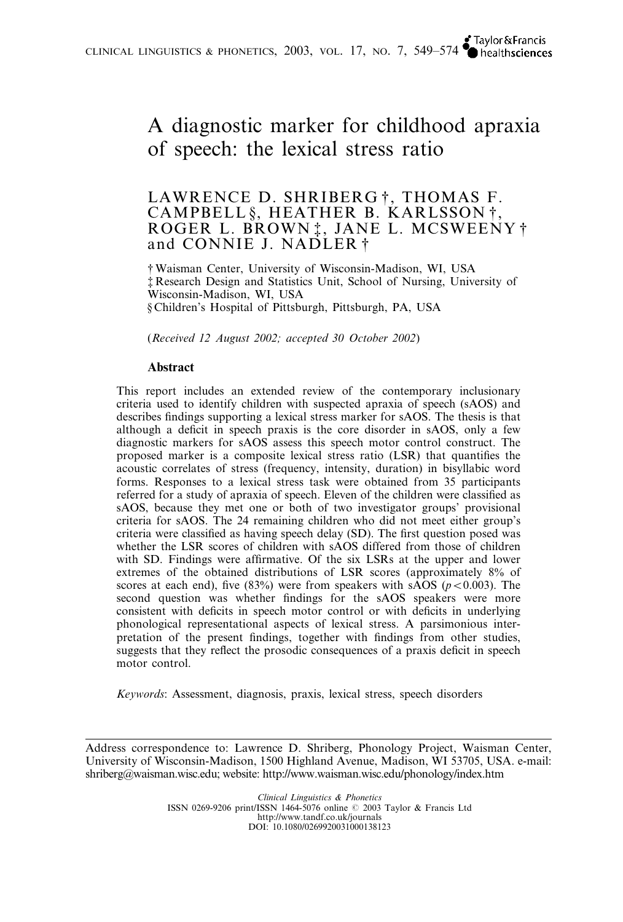# A diagnostic marker for childhood apraxia of speech: the lexical stress ratio

LAWRENCE D. SHRIBERG †, THOMAS F. CAMPBELL §, HEATHER B. KARLSSON †, ROGER L. BROWN ‡, JANE L. MCSWEENY † and CONNIE J. NADLER †

† Waisman Center, University of Wisconsin-Madison, WI, USA
‡ Research Design and Statistics Unit, School of Nursing, University of Wisconsin-Madison, WI, USA
§ Children's Hospital of Pittsburgh, Pittsburgh, PA, USA

(*Received 12 August 2002; accepted 30 October 2002*)

## Abstract

This report includes an extended review of the contemporary inclusionary criteria used to identify children with suspected apraxia of speech (sAOS) and describes findings supporting a lexical stress marker for sAOS. The thesis is that although a deficit in speech praxis is the core disorder in sAOS, only a few diagnostic markers for sAOS assess this speech motor control construct. The proposed marker is a composite lexical stress ratio (LSR) that quantifies the acoustic correlates of stress (frequency, intensity, duration) in bisyllabic word forms. Responses to a lexical stress task were obtained from 35 participants referred for a study of apraxia of speech. Eleven of the children were classified as sAOS, because they met one or both of two investigator groups' provisional criteria for sAOS. The 24 remaining children who did not meet either group's criteria were classified as having speech delay (SD). The first question posed was whether the LSR scores of children with sAOS differed from those of children with SD. Findings were affirmative. Of the six LSRs at the upper and lower extremes of the obtained distributions of LSR scores (approximately 8% of scores at each end), five (83%) were from speakers with sAOS ($p < 0.003$). The second question was whether findings for the sAOS speakers were more consistent with deficits in speech motor control or with deficits in underlying phonological representational aspects of lexical stress. A parsimonious interpretation of the present findings, together with findings from other studies, suggests that they reflect the prosodic consequences of a praxis deficit in speech motor control.

*Keywords*: Assessment, diagnosis, praxis, lexical stress, speech disorders

---

Address correspondence to: Lawrence D. Shriberg, Phonology Project, Waisman Center, University of Wisconsin-Madison, 1500 Highland Avenue, Madison, WI 53705, USA. e-mail: shriberg@waisman.wisc.edu; website: http://www.waisman.wisc.edu/phonology/index.htm

*Clinical Linguistics & Phonetics*
ISSN 0269-9206 print/ISSN 1464-5076 online © 2003 Taylor & Francis Ltd
http://www.tandf.co.uk/journals
DOI: 10.1080/0269920031000138123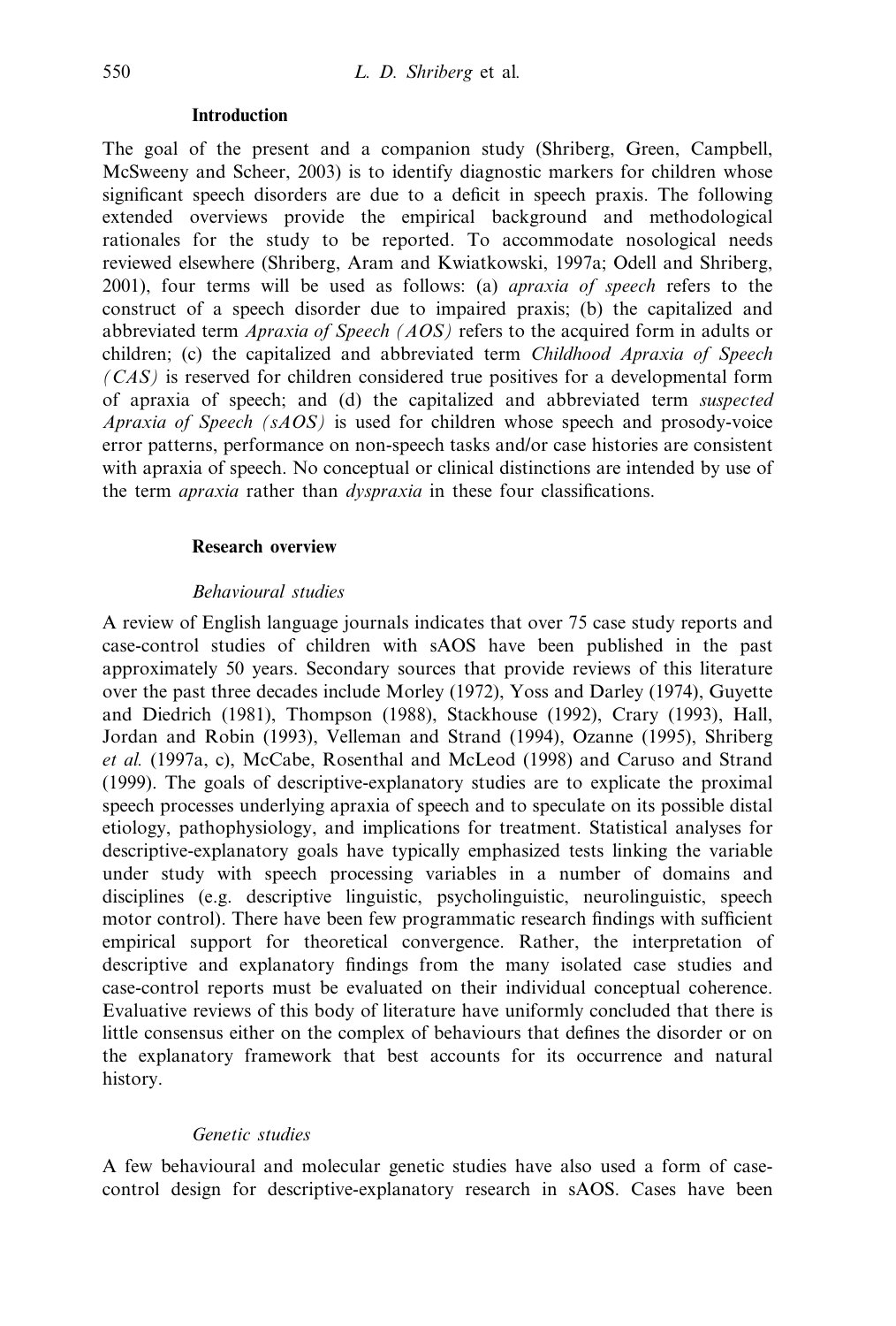## Introduction

The goal of the present and a companion study (Shriberg, Green, Campbell, McSweeny and Scheer, 2003) is to identify diagnostic markers for children whose significant speech disorders are due to a deficit in speech praxis. The following extended overviews provide the empirical background and methodological rationales for the study to be reported. To accommodate nosological needs reviewed elsewhere (Shriberg, Aram and Kwiatkowski, 1997a; Odell and Shriberg, 2001), four terms will be used as follows: (a) *apraxia of speech* refers to the construct of a speech disorder due to impaired praxis; (b) the capitalized and abbreviated term *Apraxia of Speech (AOS)* refers to the acquired form in adults or children; (c) the capitalized and abbreviated term *Childhood Apraxia of Speech (CAS)* is reserved for children considered true positives for a developmental form of apraxia of speech; and (d) the capitalized and abbreviated term *suspected Apraxia of Speech (sAOS)* is used for children whose speech and prosody-voice error patterns, performance on non-speech tasks and/or case histories are consistent with apraxia of speech. No conceptual or clinical distinctions are intended by use of the term *apraxia* rather than *dyspraxia* in these four classifications.

## Research overview

### *Behavioural studies*

A review of English language journals indicates that over 75 case study reports and case-control studies of children with sAOS have been published in the past approximately 50 years. Secondary sources that provide reviews of this literature over the past three decades include Morley (1972), Yoss and Darley (1974), Guyette and Diedrich (1981), Thompson (1988), Stackhouse (1992), Crary (1993), Hall, Jordan and Robin (1993), Velleman and Strand (1994), Ozanne (1995), Shriberg *et al.* (1997a, c), McCabe, Rosenthal and McLeod (1998) and Caruso and Strand (1999). The goals of descriptive-explanatory studies are to explicate the proximal speech processes underlying apraxia of speech and to speculate on its possible distal etiology, pathophysiology, and implications for treatment. Statistical analyses for descriptive-explanatory goals have typically emphasized tests linking the variable under study with speech processing variables in a number of domains and disciplines (e.g. descriptive linguistic, psycholinguistic, neurolinguistic, speech motor control). There have been few programmatic research findings with sufficient empirical support for theoretical convergence. Rather, the interpretation of descriptive and explanatory findings from the many isolated case studies and case-control reports must be evaluated on their individual conceptual coherence. Evaluative reviews of this body of literature have uniformly concluded that there is little consensus either on the complex of behaviours that defines the disorder or on the explanatory framework that best accounts for its occurrence and natural history.

### *Genetic studies*

A few behavioural and molecular genetic studies have also used a form of case-control design for descriptive-explanatory research in sAOS. Cases have been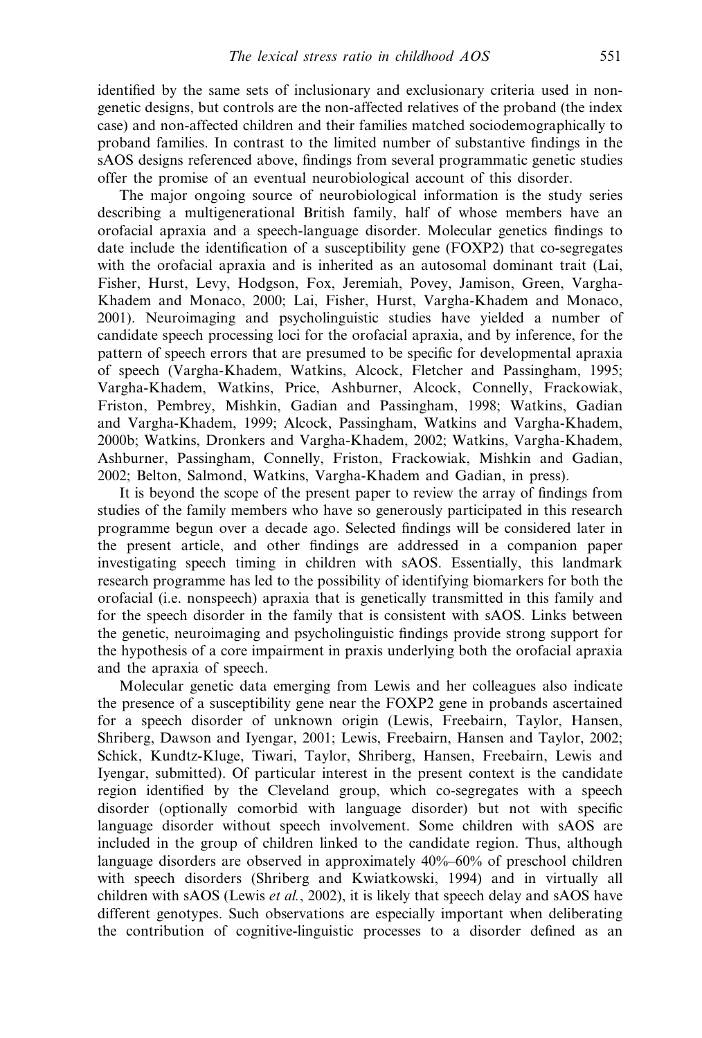identified by the same sets of inclusionary and exclusionary criteria used in non-genetic designs, but controls are the non-affected relatives of the proband (the index case) and non-affected children and their families matched sociodemographically to proband families. In contrast to the limited number of substantive findings in the sAOS designs referenced above, findings from several programmatic genetic studies offer the promise of an eventual neurobiological account of this disorder.

The major ongoing source of neurobiological information is the study series describing a multigenerational British family, half of whose members have an orofacial apraxia and a speech-language disorder. Molecular genetics findings to date include the identification of a susceptibility gene (FOXP2) that co-segregates with the orofacial apraxia and is inherited as an autosomal dominant trait (Lai, Fisher, Hurst, Levy, Hodgson, Fox, Jeremiah, Povey, Jamison, Green, Vargha-Khadem and Monaco, 2000; Lai, Fisher, Hurst, Vargha-Khadem and Monaco, 2001). Neuroimaging and psycholinguistic studies have yielded a number of candidate speech processing loci for the orofacial apraxia, and by inference, for the pattern of speech errors that are presumed to be specific for developmental apraxia of speech (Vargha-Khadem, Watkins, Alcock, Fletcher and Passingham, 1995; Vargha-Khadem, Watkins, Price, Ashburner, Alcock, Connelly, Frackowiak, Friston, Pembrey, Mishkin, Gadian and Passingham, 1998; Watkins, Gadian and Vargha-Khadem, 1999; Alcock, Passingham, Watkins and Vargha-Khadem, 2000b; Watkins, Dronkers and Vargha-Khadem, 2002; Watkins, Vargha-Khadem, Ashburner, Passingham, Connelly, Friston, Frackowiak, Mishkin and Gadian, 2002; Belton, Salmond, Watkins, Vargha-Khadem and Gadian, in press).

It is beyond the scope of the present paper to review the array of findings from studies of the family members who have so generously participated in this research programme begun over a decade ago. Selected findings will be considered later in the present article, and other findings are addressed in a companion paper investigating speech timing in children with sAOS. Essentially, this landmark research programme has led to the possibility of identifying biomarkers for both the orofacial (i.e. nonspeech) apraxia that is genetically transmitted in this family and for the speech disorder in the family that is consistent with sAOS. Links between the genetic, neuroimaging and psycholinguistic findings provide strong support for the hypothesis of a core impairment in praxis underlying both the orofacial apraxia and the apraxia of speech.

Molecular genetic data emerging from Lewis and her colleagues also indicate the presence of a susceptibility gene near the FOXP2 gene in probands ascertained for a speech disorder of unknown origin (Lewis, Freebairn, Taylor, Hansen, Shriberg, Dawson and Iyengar, 2001; Lewis, Freebairn, Hansen and Taylor, 2002; Schick, Kundtz-Kluge, Tiwari, Taylor, Shriberg, Hansen, Freebairn, Lewis and Iyengar, submitted). Of particular interest in the present context is the candidate region identified by the Cleveland group, which co-segregates with a speech disorder (optionally comorbid with language disorder) but not with specific language disorder without speech involvement. Some children with sAOS are included in the group of children linked to the candidate region. Thus, although language disorders are observed in approximately 40%–60% of preschool children with speech disorders (Shriberg and Kwiatkowski, 1994) and in virtually all children with sAOS (Lewis *et al.*, 2002), it is likely that speech delay and sAOS have different genotypes. Such observations are especially important when deliberating the contribution of cognitive-linguistic processes to a disorder defined as an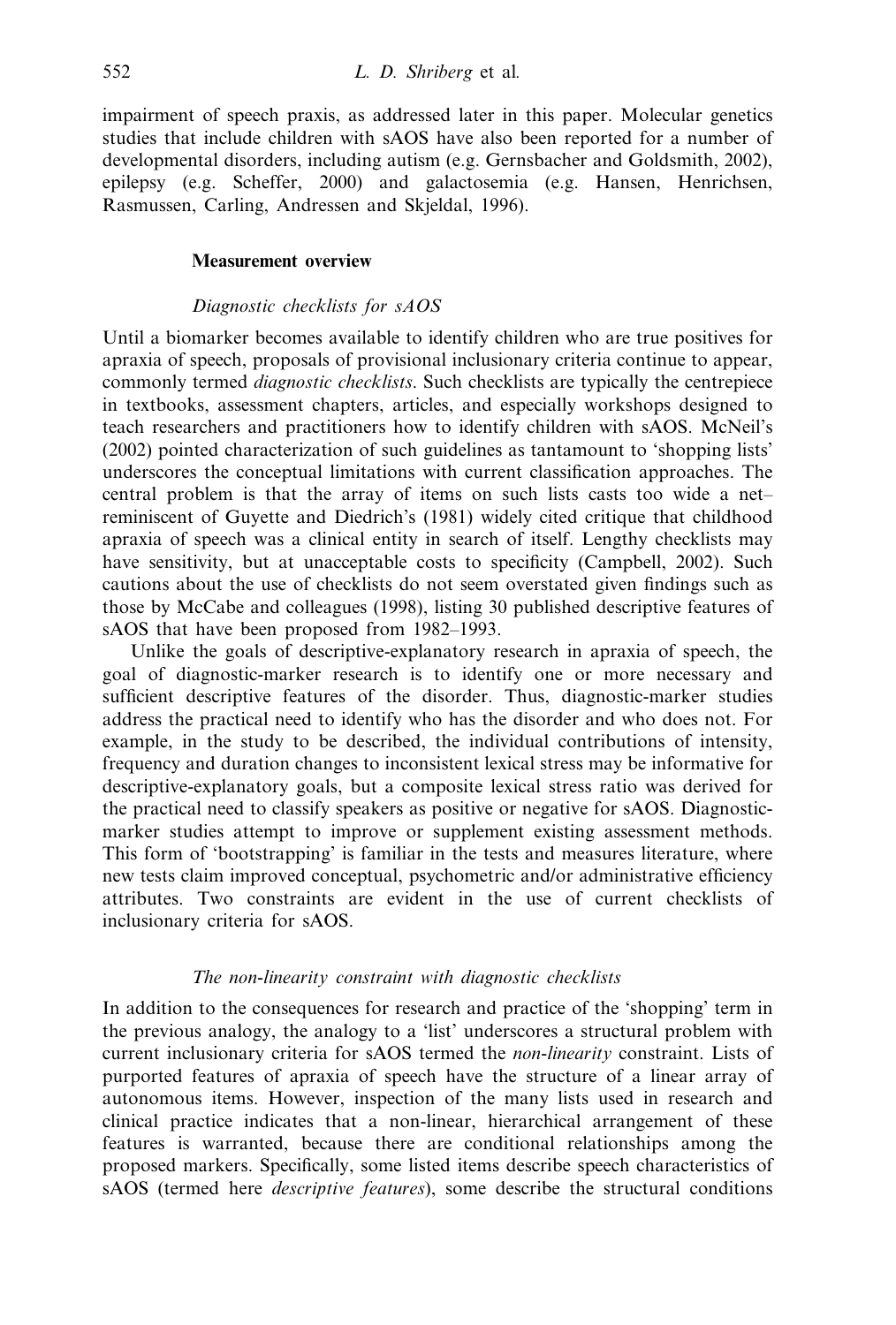impairment of speech praxis, as addressed later in this paper. Molecular genetics studies that include children with sAOS have also been reported for a number of developmental disorders, including autism (e.g. Gernsbacher and Goldsmith, 2002), epilepsy (e.g. Scheffer, 2000) and galactosemia (e.g. Hansen, Henrichsen, Rasmussen, Carling, Andressen and Skjeldal, 1996).

## Measurement overview

### *Diagnostic checklists for sAOS*

Until a biomarker becomes available to identify children who are true positives for apraxia of speech, proposals of provisional inclusionary criteria continue to appear, commonly termed *diagnostic checklists*. Such checklists are typically the centrepiece in textbooks, assessment chapters, articles, and especially workshops designed to teach researchers and practitioners how to identify children with sAOS. McNeil's (2002) pointed characterization of such guidelines as tantamount to 'shopping lists' underscores the conceptual limitations with current classification approaches. The central problem is that the array of items on such lists casts too wide a net– reminiscent of Guyette and Diedrich's (1981) widely cited critique that childhood apraxia of speech was a clinical entity in search of itself. Lengthy checklists may have sensitivity, but at unacceptable costs to specificity (Campbell, 2002). Such cautions about the use of checklists do not seem overstated given findings such as those by McCabe and colleagues (1998), listing 30 published descriptive features of sAOS that have been proposed from 1982–1993.

Unlike the goals of descriptive-explanatory research in apraxia of speech, the goal of diagnostic-marker research is to identify one or more necessary and sufficient descriptive features of the disorder. Thus, diagnostic-marker studies address the practical need to identify who has the disorder and who does not. For example, in the study to be described, the individual contributions of intensity, frequency and duration changes to inconsistent lexical stress may be informative for descriptive-explanatory goals, but a composite lexical stress ratio was derived for the practical need to classify speakers as positive or negative for sAOS. Diagnostic-marker studies attempt to improve or supplement existing assessment methods. This form of 'bootstrapping' is familiar in the tests and measures literature, where new tests claim improved conceptual, psychometric and/or administrative efficiency attributes. Two constraints are evident in the use of current checklists of inclusionary criteria for sAOS.

### *The non-linearity constraint with diagnostic checklists*

In addition to the consequences for research and practice of the 'shopping' term in the previous analogy, the analogy to a 'list' underscores a structural problem with current inclusionary criteria for sAOS termed the *non-linearity* constraint. Lists of purported features of apraxia of speech have the structure of a linear array of autonomous items. However, inspection of the many lists used in research and clinical practice indicates that a non-linear, hierarchical arrangement of these features is warranted, because there are conditional relationships among the proposed markers. Specifically, some listed items describe speech characteristics of sAOS (termed here *descriptive features*), some describe the structural conditions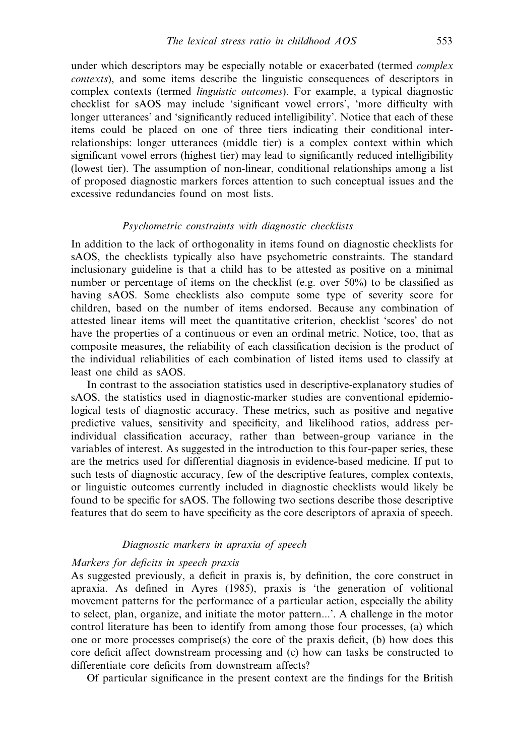under which descriptors may be especially notable or exacerbated (termed *complex contexts*), and some items describe the linguistic consequences of descriptors in complex contexts (termed *linguistic outcomes*). For example, a typical diagnostic checklist for sAOS may include 'significant vowel errors', 'more difficulty with longer utterances' and 'significantly reduced intelligibility'. Notice that each of these items could be placed on one of three tiers indicating their conditional interrelationships: longer utterances (middle tier) is a complex context within which significant vowel errors (highest tier) may lead to significantly reduced intelligibility (lowest tier). The assumption of non-linear, conditional relationships among a list of proposed diagnostic markers forces attention to such conceptual issues and the excessive redundancies found on most lists.

### *Psychometric constraints with diagnostic checklists*

In addition to the lack of orthogonality in items found on diagnostic checklists for sAOS, the checklists typically also have psychometric constraints. The standard inclusionary guideline is that a child has to be attested as positive on a minimal number or percentage of items on the checklist (e.g. over 50%) to be classified as having sAOS. Some checklists also compute some type of severity score for children, based on the number of items endorsed. Because any combination of attested linear items will meet the quantitative criterion, checklist 'scores' do not have the properties of a continuous or even an ordinal metric. Notice, too, that as composite measures, the reliability of each classification decision is the product of the individual reliabilities of each combination of listed items used to classify at least one child as sAOS.

In contrast to the association statistics used in descriptive-explanatory studies of sAOS, the statistics used in diagnostic-marker studies are conventional epidemiological tests of diagnostic accuracy. These metrics, such as positive and negative predictive values, sensitivity and specificity, and likelihood ratios, address per-individual classification accuracy, rather than between-group variance in the variables of interest. As suggested in the introduction to this four-paper series, these are the metrics used for differential diagnosis in evidence-based medicine. If put to such tests of diagnostic accuracy, few of the descriptive features, complex contexts, or linguistic outcomes currently included in diagnostic checklists would likely be found to be specific for sAOS. The following two sections describe those descriptive features that do seem to have specificity as the core descriptors of apraxia of speech.

### *Diagnostic markers in apraxia of speech*

#### *Markers for deficits in speech praxis*

As suggested previously, a deficit in praxis is, by definition, the core construct in apraxia. As defined in Ayres (1985), praxis is 'the generation of volitional movement patterns for the performance of a particular action, especially the ability to select, plan, organize, and initiate the motor pattern...'. A challenge in the motor control literature has been to identify from among those four processes, (a) which one or more processes comprise(s) the core of the praxis deficit, (b) how does this core deficit affect downstream processing and (c) how can tasks be constructed to differentiate core deficits from downstream affects?

Of particular significance in the present context are the findings for the British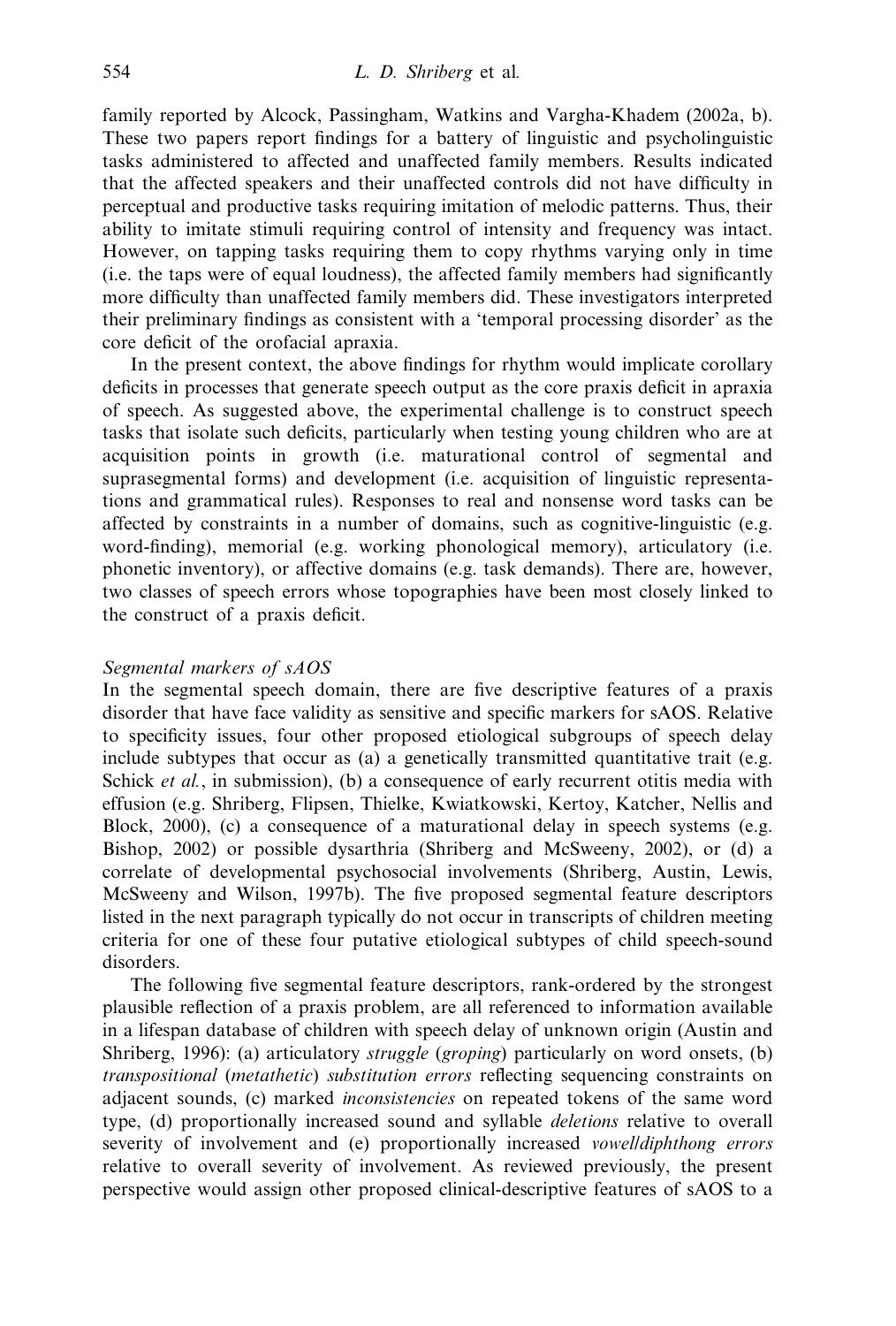family reported by Alcock, Passingham, Watkins and Vargha-Khadem (2002a, b). These two papers report findings for a battery of linguistic and psycholinguistic tasks administered to affected and unaffected family members. Results indicated that the affected speakers and their unaffected controls did not have difficulty in perceptual and productive tasks requiring imitation of melodic patterns. Thus, their ability to imitate stimuli requiring control of intensity and frequency was intact. However, on tapping tasks requiring them to copy rhythms varying only in time (i.e. the taps were of equal loudness), the affected family members had significantly more difficulty than unaffected family members did. These investigators interpreted their preliminary findings as consistent with a 'temporal processing disorder' as the core deficit of the orofacial apraxia.

In the present context, the above findings for rhythm would implicate corollary deficits in processes that generate speech output as the core praxis deficit in apraxia of speech. As suggested above, the experimental challenge is to construct speech tasks that isolate such deficits, particularly when testing young children who are at acquisition points in growth (i.e. maturational control of segmental and suprasegmental forms) and development (i.e. acquisition of linguistic representations and grammatical rules). Responses to real and nonsense word tasks can be affected by constraints in a number of domains, such as cognitive-linguistic (e.g. word-finding), memorial (e.g. working phonological memory), articulatory (i.e. phonetic inventory), or affective domains (e.g. task demands). There are, however, two classes of speech errors whose topographies have been most closely linked to the construct of a praxis deficit.

### *Segmental markers of sAOS*

In the segmental speech domain, there are five descriptive features of a praxis disorder that have face validity as sensitive and specific markers for sAOS. Relative to specificity issues, four other proposed etiological subgroups of speech delay include subtypes that occur as (a) a genetically transmitted quantitative trait (e.g. Schick *et al.*, in submission), (b) a consequence of early recurrent otitis media with effusion (e.g. Shriberg, Flipsen, Thielke, Kwiatkowski, Kertoy, Katcher, Nellis and Block, 2000), (c) a consequence of a maturational delay in speech systems (e.g. Bishop, 2002) or possible dysarthria (Shriberg and McSweeny, 2002), or (d) a correlate of developmental psychosocial involvements (Shriberg, Austin, Lewis, McSweeny and Wilson, 1997b). The five proposed segmental feature descriptors listed in the next paragraph typically do not occur in transcripts of children meeting criteria for one of these four putative etiological subtypes of child speech-sound disorders.

The following five segmental feature descriptors, rank-ordered by the strongest plausible reflection of a praxis problem, are all referenced to information available in a lifespan database of children with speech delay of unknown origin (Austin and Shriberg, 1996): (a) articulatory *struggle* (*groping*) particularly on word onsets, (b) *transpositional* (*metathetic*) *substitution errors* reflecting sequencing constraints on adjacent sounds, (c) marked *inconsistencies* on repeated tokens of the same word type, (d) proportionally increased sound and syllable *deletions* relative to overall severity of involvement and (e) proportionally increased *vowel/diphthong errors* relative to overall severity of involvement. As reviewed previously, the present perspective would assign other proposed clinical-descriptive features of sAOS to a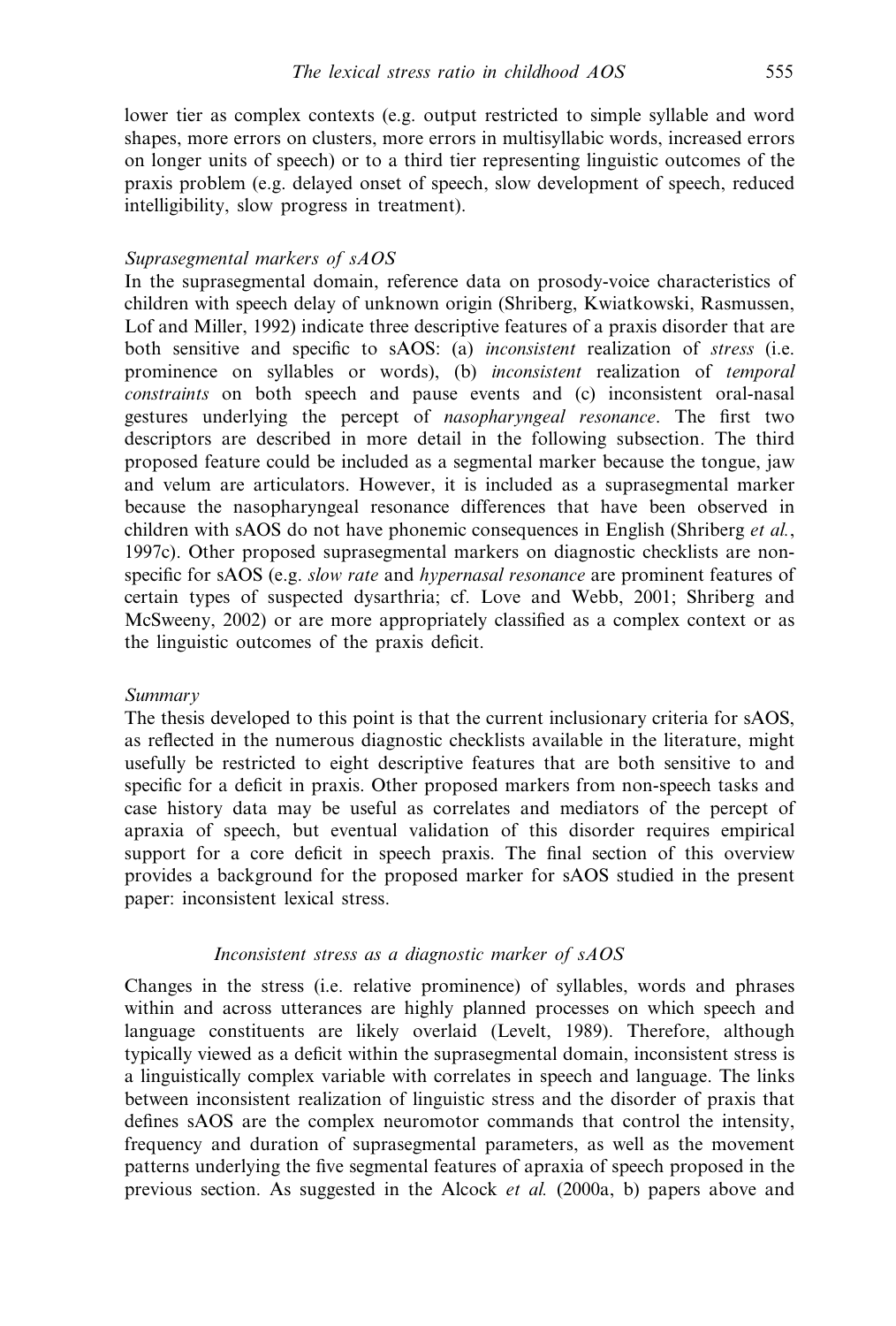lower tier as complex contexts (e.g. output restricted to simple syllable and word shapes, more errors on clusters, more errors in multisyllabic words, increased errors on longer units of speech) or to a third tier representing linguistic outcomes of the praxis problem (e.g. delayed onset of speech, slow development of speech, reduced intelligibility, slow progress in treatment).

### *Suprasegmental markers of sAOS*

In the suprasegmental domain, reference data on prosody-voice characteristics of children with speech delay of unknown origin (Shriberg, Kwiatkowski, Rasmussen, Lof and Miller, 1992) indicate three descriptive features of a praxis disorder that are both sensitive and specific to sAOS: (a) *inconsistent* realization of *stress* (i.e. prominence on syllables or words), (b) *inconsistent* realization of *temporal constraints* on both speech and pause events and (c) inconsistent oral-nasal gestures underlying the percept of *nasopharyngeal resonance*. The first two descriptors are described in more detail in the following subsection. The third proposed feature could be included as a segmental marker because the tongue, jaw and velum are articulators. However, it is included as a suprasegmental marker because the nasopharyngeal resonance differences that have been observed in children with sAOS do not have phonemic consequences in English (Shriberg *et al.*, 1997c). Other proposed suprasegmental markers on diagnostic checklists are non-specific for sAOS (e.g. *slow rate* and *hypernasal resonance* are prominent features of certain types of suspected dysarthria; cf. Love and Webb, 2001; Shriberg and McSweeny, 2002) or are more appropriately classified as a complex context or as the linguistic outcomes of the praxis deficit.

### *Summary*

The thesis developed to this point is that the current inclusionary criteria for sAOS, as reflected in the numerous diagnostic checklists available in the literature, might usefully be restricted to eight descriptive features that are both sensitive to and specific for a deficit in praxis. Other proposed markers from non-speech tasks and case history data may be useful as correlates and mediators of the percept of apraxia of speech, but eventual validation of this disorder requires empirical support for a core deficit in speech praxis. The final section of this overview provides a background for the proposed marker for sAOS studied in the present paper: inconsistent lexical stress.

## *Inconsistent stress as a diagnostic marker of sAOS*

Changes in the stress (i.e. relative prominence) of syllables, words and phrases within and across utterances are highly planned processes on which speech and language constituents are likely overlaid (Levelt, 1989). Therefore, although typically viewed as a deficit within the suprasegmental domain, inconsistent stress is a linguistically complex variable with correlates in speech and language. The links between inconsistent realization of linguistic stress and the disorder of praxis that defines sAOS are the complex neuromotor commands that control the intensity, frequency and duration of suprasegmental parameters, as well as the movement patterns underlying the five segmental features of apraxia of speech proposed in the previous section. As suggested in the Alcock *et al.* (2000a, b) papers above and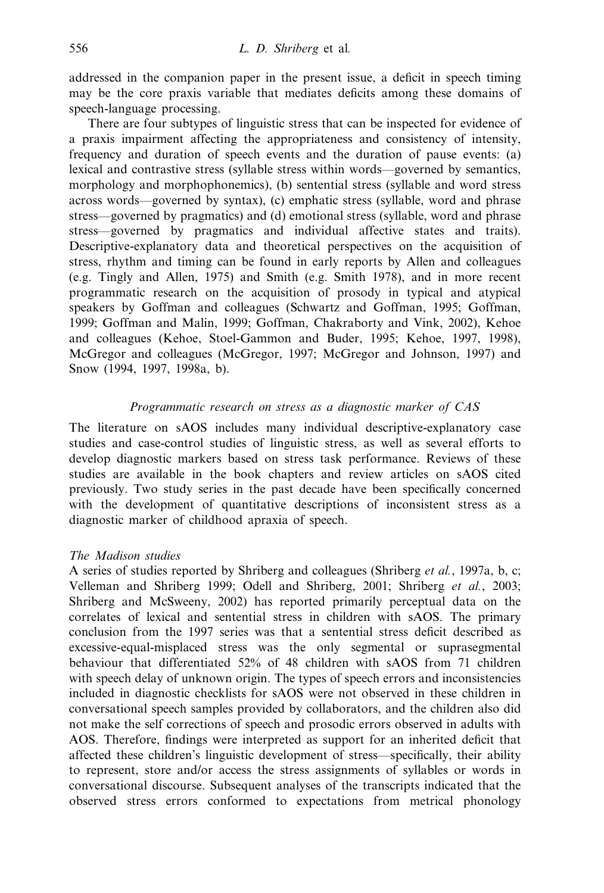addressed in the companion paper in the present issue, a deficit in speech timing may be the core praxis variable that mediates deficits among these domains of speech-language processing.

There are four subtypes of linguistic stress that can be inspected for evidence of a praxis impairment affecting the appropriateness and consistency of intensity, frequency and duration of speech events and the duration of pause events: (a) lexical and contrastive stress (syllable stress within words—governed by semantics, morphology and morphophonemics), (b) sentential stress (syllable and word stress across words—governed by syntax), (c) emphatic stress (syllable, word and phrase stress—governed by pragmatics) and (d) emotional stress (syllable, word and phrase stress—governed by pragmatics and individual affective states and traits). Descriptive-explanatory data and theoretical perspectives on the acquisition of stress, rhythm and timing can be found in early reports by Allen and colleagues (e.g. Tingly and Allen, 1975) and Smith (e.g. Smith 1978), and in more recent programmatic research on the acquisition of prosody in typical and atypical speakers by Goffman and colleagues (Schwartz and Goffman, 1995; Goffman, 1999; Goffman and Malin, 1999; Goffman, Chakraborty and Vink, 2002), Kehoe and colleagues (Kehoe, Stoel-Gammon and Buder, 1995; Kehoe, 1997, 1998), McGregor and colleagues (McGregor, 1997; McGregor and Johnson, 1997) and Snow (1994, 1997, 1998a, b).

### *Programmatic research on stress as a diagnostic marker of CAS*

The literature on sAOS includes many individual descriptive-explanatory case studies and case-control studies of linguistic stress, as well as several efforts to develop diagnostic markers based on stress task performance. Reviews of these studies are available in the book chapters and review articles on sAOS cited previously. Two study series in the past decade have been specifically concerned with the development of quantitative descriptions of inconsistent stress as a diagnostic marker of childhood apraxia of speech.

#### *The Madison studies*

A series of studies reported by Shriberg and colleagues (Shriberg *et al.*, 1997a, b, c; Velleman and Shriberg 1999; Odell and Shriberg, 2001; Shriberg *et al.*, 2003; Shriberg and McSweeny, 2002) has reported primarily perceptual data on the correlates of lexical and sentential stress in children with sAOS. The primary conclusion from the 1997 series was that a sentential stress deficit described as excessive-equal-misplaced stress was the only segmental or suprasegmental behaviour that differentiated 52% of 48 children with sAOS from 71 children with speech delay of unknown origin. The types of speech errors and inconsistencies included in diagnostic checklists for sAOS were not observed in these children in conversational speech samples provided by collaborators, and the children also did not make the self corrections of speech and prosodic errors observed in adults with AOS. Therefore, findings were interpreted as support for an inherited deficit that affected these children's linguistic development of stress—specifically, their ability to represent, store and/or access the stress assignments of syllables or words in conversational discourse. Subsequent analyses of the transcripts indicated that the observed stress errors conformed to expectations from metrical phonology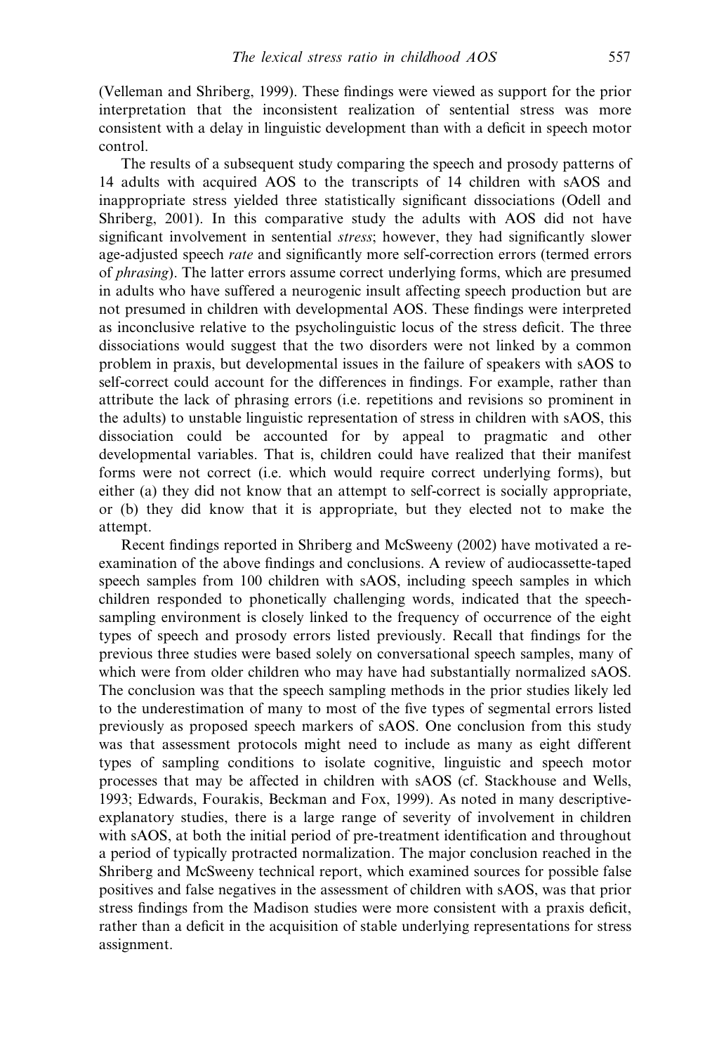(Velleman and Shriberg, 1999). These findings were viewed as support for the prior interpretation that the inconsistent realization of sentential stress was more consistent with a delay in linguistic development than with a deficit in speech motor control.

The results of a subsequent study comparing the speech and prosody patterns of 14 adults with acquired AOS to the transcripts of 14 children with sAOS and inappropriate stress yielded three statistically significant dissociations (Odell and Shriberg, 2001). In this comparative study the adults with AOS did not have significant involvement in sentential *stress*; however, they had significantly slower age-adjusted speech *rate* and significantly more self-correction errors (termed errors of *phrasing*). The latter errors assume correct underlying forms, which are presumed in adults who have suffered a neurogenic insult affecting speech production but are not presumed in children with developmental AOS. These findings were interpreted as inconclusive relative to the psycholinguistic locus of the stress deficit. The three dissociations would suggest that the two disorders were not linked by a common problem in praxis, but developmental issues in the failure of speakers with sAOS to self-correct could account for the differences in findings. For example, rather than attribute the lack of phrasing errors (i.e. repetitions and revisions so prominent in the adults) to unstable linguistic representation of stress in children with sAOS, this dissociation could be accounted for by appeal to pragmatic and other developmental variables. That is, children could have realized that their manifest forms were not correct (i.e. which would require correct underlying forms), but either (a) they did not know that an attempt to self-correct is socially appropriate, or (b) they did know that it is appropriate, but they elected not to make the attempt.

Recent findings reported in Shriberg and McSweeny (2002) have motivated a re-examination of the above findings and conclusions. A review of audiocassette-taped speech samples from 100 children with sAOS, including speech samples in which children responded to phonetically challenging words, indicated that the speech-sampling environment is closely linked to the frequency of occurrence of the eight types of speech and prosody errors listed previously. Recall that findings for the previous three studies were based solely on conversational speech samples, many of which were from older children who may have had substantially normalized sAOS. The conclusion was that the speech sampling methods in the prior studies likely led to the underestimation of many to most of the five types of segmental errors listed previously as proposed speech markers of sAOS. One conclusion from this study was that assessment protocols might need to include as many as eight different types of sampling conditions to isolate cognitive, linguistic and speech motor processes that may be affected in children with sAOS (cf. Stackhouse and Wells, 1993; Edwards, Fourakis, Beckman and Fox, 1999). As noted in many descriptive-explanatory studies, there is a large range of severity of involvement in children with sAOS, at both the initial period of pre-treatment identification and throughout a period of typically protracted normalization. The major conclusion reached in the Shriberg and McSweeny technical report, which examined sources for possible false positives and false negatives in the assessment of children with sAOS, was that prior stress findings from the Madison studies were more consistent with a praxis deficit, rather than a deficit in the acquisition of stable underlying representations for stress assignment.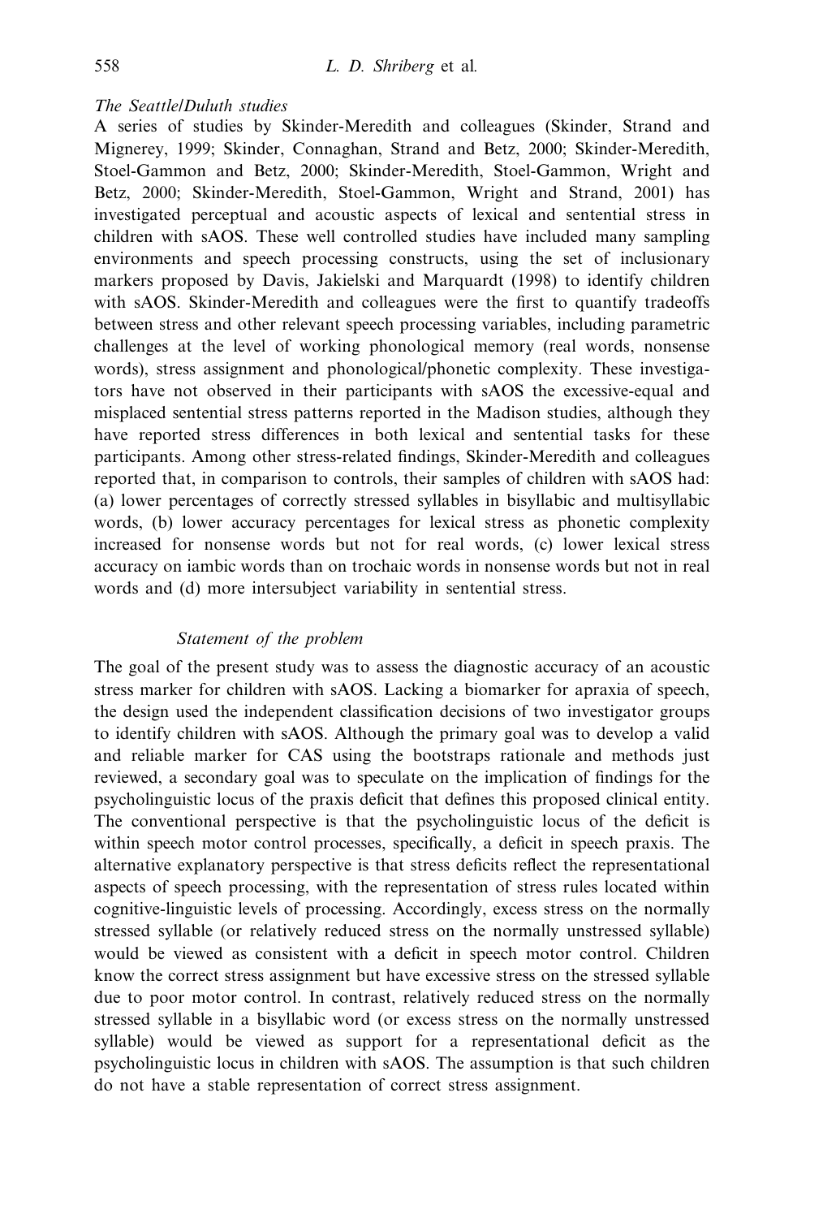*The Seattle/Duluth studies*

A series of studies by Skinder-Meredith and colleagues (Skinder, Strand and Mignerey, 1999; Skinder, Connaghan, Strand and Betz, 2000; Skinder-Meredith, Stoel-Gammon and Betz, 2000; Skinder-Meredith, Stoel-Gammon, Wright and Betz, 2000; Skinder-Meredith, Stoel-Gammon, Wright and Strand, 2001) has investigated perceptual and acoustic aspects of lexical and sentential stress in children with sAOS. These well controlled studies have included many sampling environments and speech processing constructs, using the set of inclusionary markers proposed by Davis, Jakielski and Marquardt (1998) to identify children with sAOS. Skinder-Meredith and colleagues were the first to quantify tradeoffs between stress and other relevant speech processing variables, including parametric challenges at the level of working phonological memory (real words, nonsense words), stress assignment and phonological/phonetic complexity. These investigators have not observed in their participants with sAOS the excessive-equal and misplaced sentential stress patterns reported in the Madison studies, although they have reported stress differences in both lexical and sentential tasks for these participants. Among other stress-related findings, Skinder-Meredith and colleagues reported that, in comparison to controls, their samples of children with sAOS had: (a) lower percentages of correctly stressed syllables in bisyllabic and multisyllabic words, (b) lower accuracy percentages for lexical stress as phonetic complexity increased for nonsense words but not for real words, (c) lower lexical stress accuracy on iambic words than on trochaic words in nonsense words but not in real words and (d) more intersubject variability in sentential stress.

## *Statement of the problem*

The goal of the present study was to assess the diagnostic accuracy of an acoustic stress marker for children with sAOS. Lacking a biomarker for apraxia of speech, the design used the independent classification decisions of two investigator groups to identify children with sAOS. Although the primary goal was to develop a valid and reliable marker for CAS using the bootstraps rationale and methods just reviewed, a secondary goal was to speculate on the implication of findings for the psycholinguistic locus of the praxis deficit that defines this proposed clinical entity. The conventional perspective is that the psycholinguistic locus of the deficit is within speech motor control processes, specifically, a deficit in speech praxis. The alternative explanatory perspective is that stress deficits reflect the representational aspects of speech processing, with the representation of stress rules located within cognitive-linguistic levels of processing. Accordingly, excess stress on the normally stressed syllable (or relatively reduced stress on the normally unstressed syllable) would be viewed as consistent with a deficit in speech motor control. Children know the correct stress assignment but have excessive stress on the stressed syllable due to poor motor control. In contrast, relatively reduced stress on the normally stressed syllable in a bisyllabic word (or excess stress on the normally unstressed syllable) would be viewed as support for a representational deficit as the psycholinguistic locus in children with sAOS. The assumption is that such children do not have a stable representation of correct stress assignment.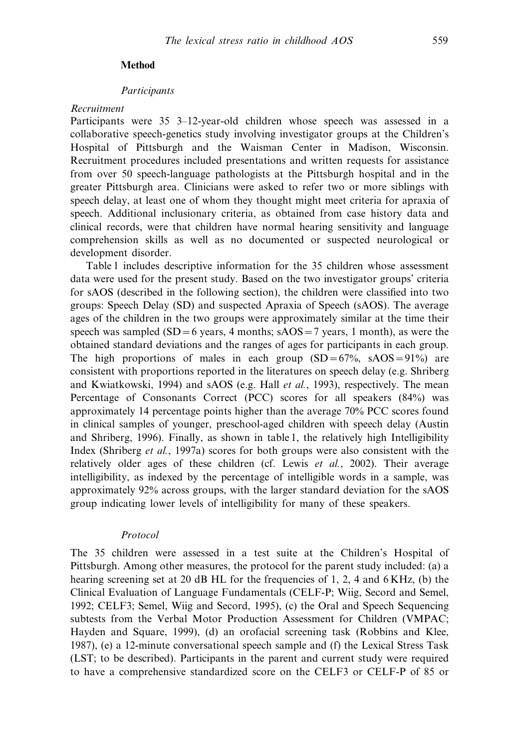## Method

### *Participants*

#### *Recruitment*

Participants were 35 3–12-year-old children whose speech was assessed in a collaborative speech-genetics study involving investigator groups at the Children's Hospital of Pittsburgh and the Waisman Center in Madison, Wisconsin. Recruitment procedures included presentations and written requests for assistance from over 50 speech-language pathologists at the Pittsburgh hospital and in the greater Pittsburgh area. Clinicians were asked to refer two or more siblings with speech delay, at least one of whom they thought might meet criteria for apraxia of speech. Additional inclusionary criteria, as obtained from case history data and clinical records, were that children have normal hearing sensitivity and language comprehension skills as well as no documented or suspected neurological or development disorder.

Table 1 includes descriptive information for the 35 children whose assessment data were used for the present study. Based on the two investigator groups' criteria for sAOS (described in the following section), the children were classified into two groups: Speech Delay (SD) and suspected Apraxia of Speech (sAOS). The average ages of the children in the two groups were approximately similar at the time their speech was sampled (SD = 6 years, 4 months; sAOS = 7 years, 1 month), as were the obtained standard deviations and the ranges of ages for participants in each group. The high proportions of males in each group (SD = 67%, sAOS = 91%) are consistent with proportions reported in the literatures on speech delay (e.g. Shriberg and Kwiatkowski, 1994) and sAOS (e.g. Hall *et al.*, 1993), respectively. The mean Percentage of Consonants Correct (PCC) scores for all speakers (84%) was approximately 14 percentage points higher than the average 70% PCC scores found in clinical samples of younger, preschool-aged children with speech delay (Austin and Shriberg, 1996). Finally, as shown in table 1, the relatively high Intelligibility Index (Shriberg *et al.*, 1997a) scores for both groups were also consistent with the relatively older ages of these children (cf. Lewis *et al.*, 2002). Their average intelligibility, as indexed by the percentage of intelligible words in a sample, was approximately 92% across groups, with the larger standard deviation for the sAOS group indicating lower levels of intelligibility for many of these speakers.

### *Protocol*

The 35 children were assessed in a test suite at the Children's Hospital of Pittsburgh. Among other measures, the protocol for the parent study included: (a) a hearing screening set at 20 dB HL for the frequencies of 1, 2, 4 and 6 KHz, (b) the Clinical Evaluation of Language Fundamentals (CELF-P; Wiig, Secord and Semel, 1992; CELF3; Semel, Wiig and Secord, 1995), (c) the Oral and Speech Sequencing subtests from the Verbal Motor Production Assessment for Children (VMPAC; Hayden and Square, 1999), (d) an orofacial screening task (Robbins and Klee, 1987), (e) a 12-minute conversational speech sample and (f) the Lexical Stress Task (LST; to be described). Participants in the parent and current study were required to have a comprehensive standardized score on the CELF3 or CELF-P of 85 or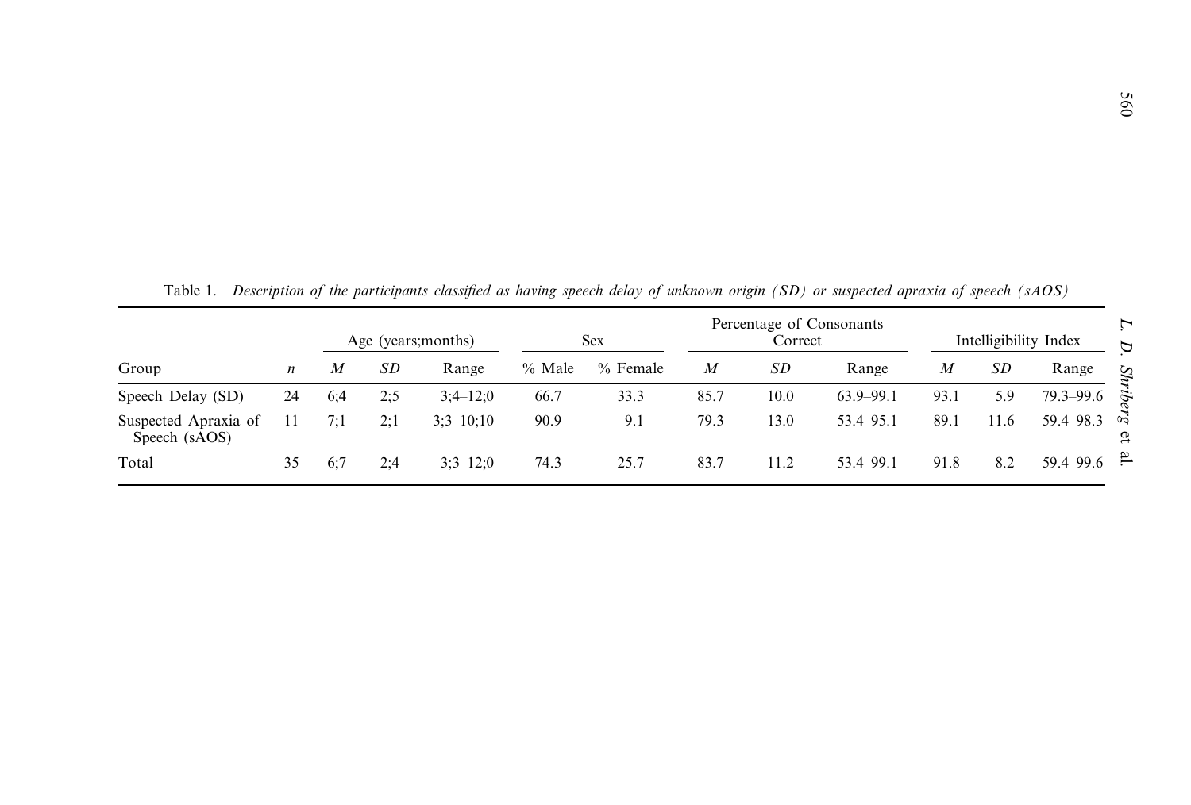Table 1. *Description of the participants classified as having speech delay of unknown origin (SD) or suspected apraxia of speech (sAOS)*

| Group | *n* | Age (years;months) | | | Sex | | Percentage of Consonants Correct | | | Intelligibility Index | | |
|---|---|---|---|---|---|---|---|---|---|---|---|---|
| | | *M* | *SD* | Range | % Male | % Female | *M* | *SD* | Range | *M* | *SD* | Range |
| Speech Delay (SD) | 24 | 6;4 | 2;5 | 3;4–12;0 | 66.7 | 33.3 | 85.7 | 10.0 | 63.9–99.1 | 93.1 | 5.9 | 79.3–99.6 |
| Suspected Apraxia of Speech (sAOS) | 11 | 7;1 | 2;1 | 3;3–10;10 | 90.9 | 9.1 | 79.3 | 13.0 | 53.4–95.1 | 89.1 | 11.6 | 59.4–98.3 |
| Total | 35 | 6;7 | 2;4 | 3;3–12;0 | 74.3 | 25.7 | 83.7 | 11.2 | 53.4–99.1 | 91.8 | 8.2 | 59.4–99.6 |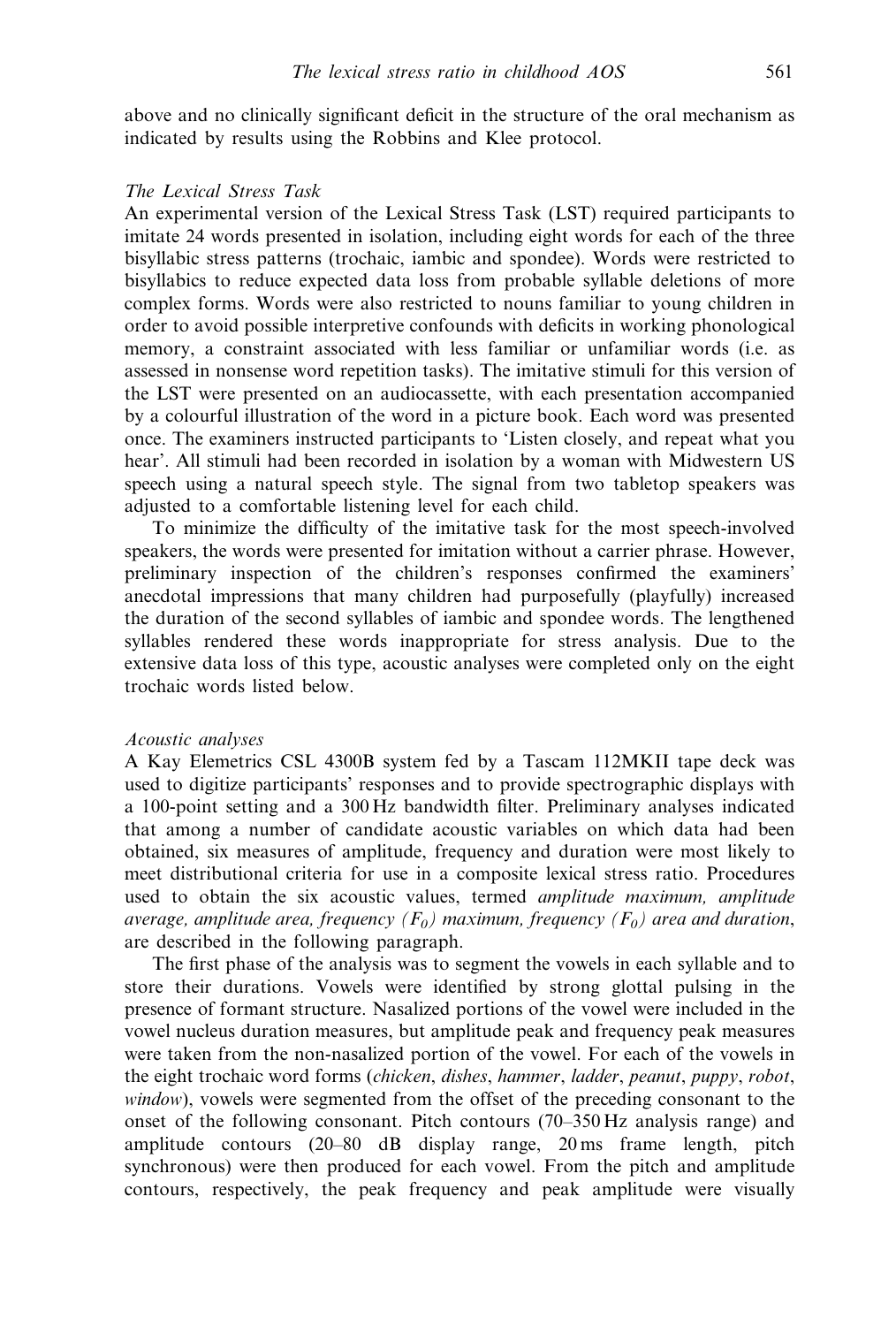above and no clinically significant deficit in the structure of the oral mechanism as indicated by results using the Robbins and Klee protocol.

### *The Lexical Stress Task*

An experimental version of the Lexical Stress Task (LST) required participants to imitate 24 words presented in isolation, including eight words for each of the three bisyllabic stress patterns (trochaic, iambic and spondee). Words were restricted to bisyllabics to reduce expected data loss from probable syllable deletions of more complex forms. Words were also restricted to nouns familiar to young children in order to avoid possible interpretive confounds with deficits in working phonological memory, a constraint associated with less familiar or unfamiliar words (i.e. as assessed in nonsense word repetition tasks). The imitative stimuli for this version of the LST were presented on an audiocassette, with each presentation accompanied by a colourful illustration of the word in a picture book. Each word was presented once. The examiners instructed participants to 'Listen closely, and repeat what you hear'. All stimuli had been recorded in isolation by a woman with Midwestern US speech using a natural speech style. The signal from two tabletop speakers was adjusted to a comfortable listening level for each child.

To minimize the difficulty of the imitative task for the most speech-involved speakers, the words were presented for imitation without a carrier phrase. However, preliminary inspection of the children's responses confirmed the examiners' anecdotal impressions that many children had purposefully (playfully) increased the duration of the second syllables of iambic and spondee words. The lengthened syllables rendered these words inappropriate for stress analysis. Due to the extensive data loss of this type, acoustic analyses were completed only on the eight trochaic words listed below.

### *Acoustic analyses*

A Kay Elemetrics CSL 4300B system fed by a Tascam 112MKII tape deck was used to digitize participants' responses and to provide spectrographic displays with a 100-point setting and a 300 Hz bandwidth filter. Preliminary analyses indicated that among a number of candidate acoustic variables on which data had been obtained, six measures of amplitude, frequency and duration were most likely to meet distributional criteria for use in a composite lexical stress ratio. Procedures used to obtain the six acoustic values, termed *amplitude maximum, amplitude average, amplitude area, frequency ($F_0$) maximum, frequency ($F_0$) area and duration*, are described in the following paragraph.

The first phase of the analysis was to segment the vowels in each syllable and to store their durations. Vowels were identified by strong glottal pulsing in the presence of formant structure. Nasalized portions of the vowel were included in the vowel nucleus duration measures, but amplitude peak and frequency peak measures were taken from the non-nasalized portion of the vowel. For each of the vowels in the eight trochaic word forms (*chicken*, *dishes*, *hammer*, *ladder*, *peanut*, *puppy*, *robot*, *window*), vowels were segmented from the offset of the preceding consonant to the onset of the following consonant. Pitch contours (70–350 Hz analysis range) and amplitude contours (20–80 dB display range, 20 ms frame length, pitch synchronous) were then produced for each vowel. From the pitch and amplitude contours, respectively, the peak frequency and peak amplitude were visually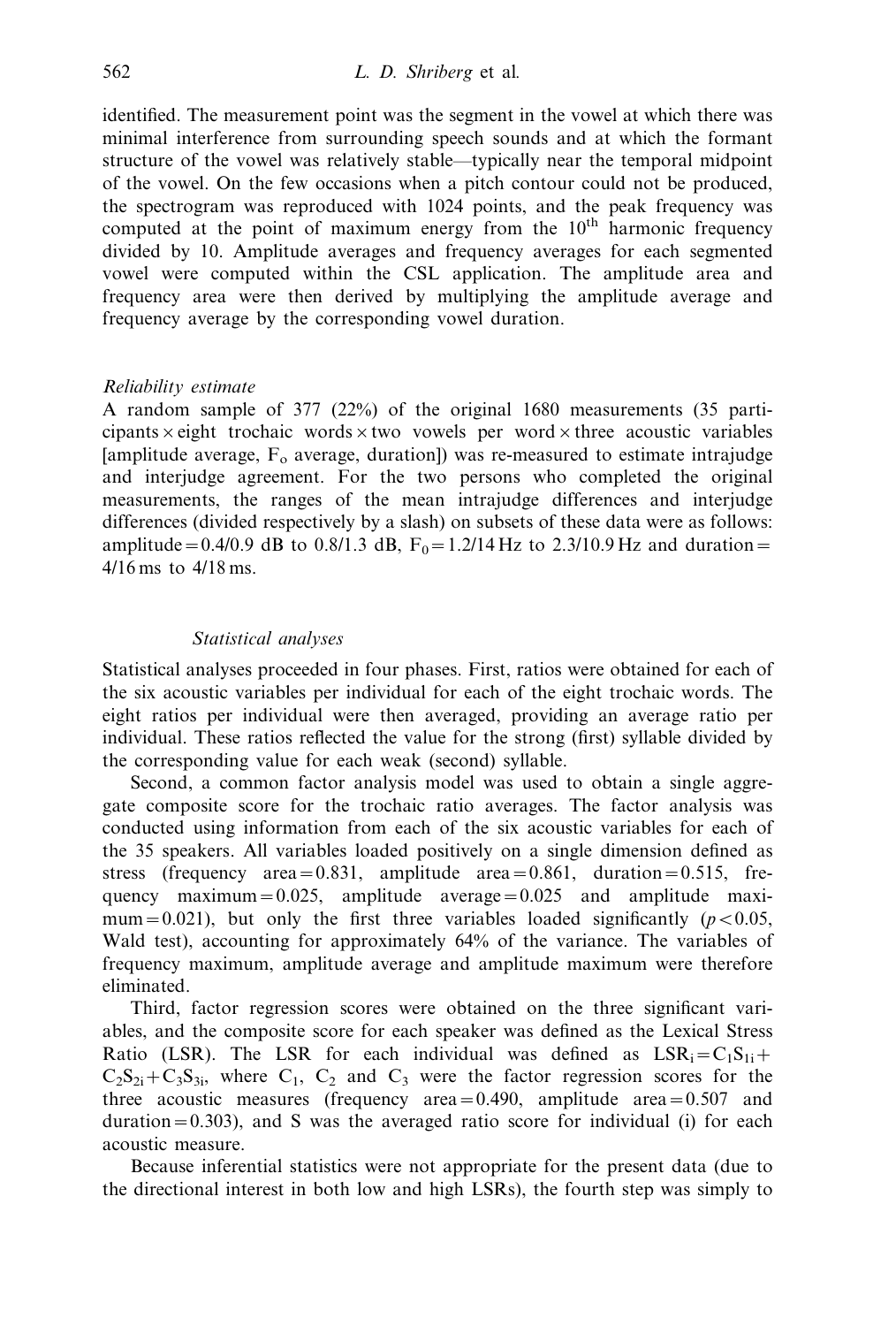identified. The measurement point was the segment in the vowel at which there was minimal interference from surrounding speech sounds and at which the formant structure of the vowel was relatively stable—typically near the temporal midpoint of the vowel. On the few occasions when a pitch contour could not be produced, the spectrogram was reproduced with 1024 points, and the peak frequency was computed at the point of maximum energy from the 10th harmonic frequency divided by 10. Amplitude averages and frequency averages for each segmented vowel were computed within the CSL application. The amplitude area and frequency area were then derived by multiplying the amplitude average and frequency average by the corresponding vowel duration.

### *Reliability estimate*

A random sample of 377 (22%) of the original 1680 measurements (35 participants × eight trochaic words × two vowels per word × three acoustic variables [amplitude average, $F_o$ average, duration]) was re-measured to estimate intrajudge and interjudge agreement. For the two persons who completed the original measurements, the ranges of the mean intrajudge differences and interjudge differences (divided respectively by a slash) on subsets of these data were as follows: amplitude = 0.4/0.9 dB to 0.8/1.3 dB, $F_0$ = 1.2/14 Hz to 2.3/10.9 Hz and duration = 4/16 ms to 4/18 ms.

### *Statistical analyses*

Statistical analyses proceeded in four phases. First, ratios were obtained for each of the six acoustic variables per individual for each of the eight trochaic words. The eight ratios per individual were then averaged, providing an average ratio per individual. These ratios reflected the value for the strong (first) syllable divided by the corresponding value for each weak (second) syllable.

Second, a common factor analysis model was used to obtain a single aggregate composite score for the trochaic ratio averages. The factor analysis was conducted using information from each of the six acoustic variables for each of the 35 speakers. All variables loaded positively on a single dimension defined as stress (frequency area = 0.831, amplitude area = 0.861, duration = 0.515, frequency maximum = 0.025, amplitude average = 0.025 and amplitude maximum = 0.021), but only the first three variables loaded significantly ($p < 0.05$, Wald test), accounting for approximately 64% of the variance. The variables of frequency maximum, amplitude average and amplitude maximum were therefore eliminated.

Third, factor regression scores were obtained on the three significant variables, and the composite score for each speaker was defined as the Lexical Stress Ratio (LSR). The LSR for each individual was defined as $LSR_i = C_1S_{1i} + C_2S_{2i} + C_3S_{3i}$, where $C_1$, $C_2$ and $C_3$ were the factor regression scores for the three acoustic measures (frequency area = 0.490, amplitude area = 0.507 and duration = 0.303), and S was the averaged ratio score for individual (i) for each acoustic measure.

Because inferential statistics were not appropriate for the present data (due to the directional interest in both low and high LSRs), the fourth step was simply to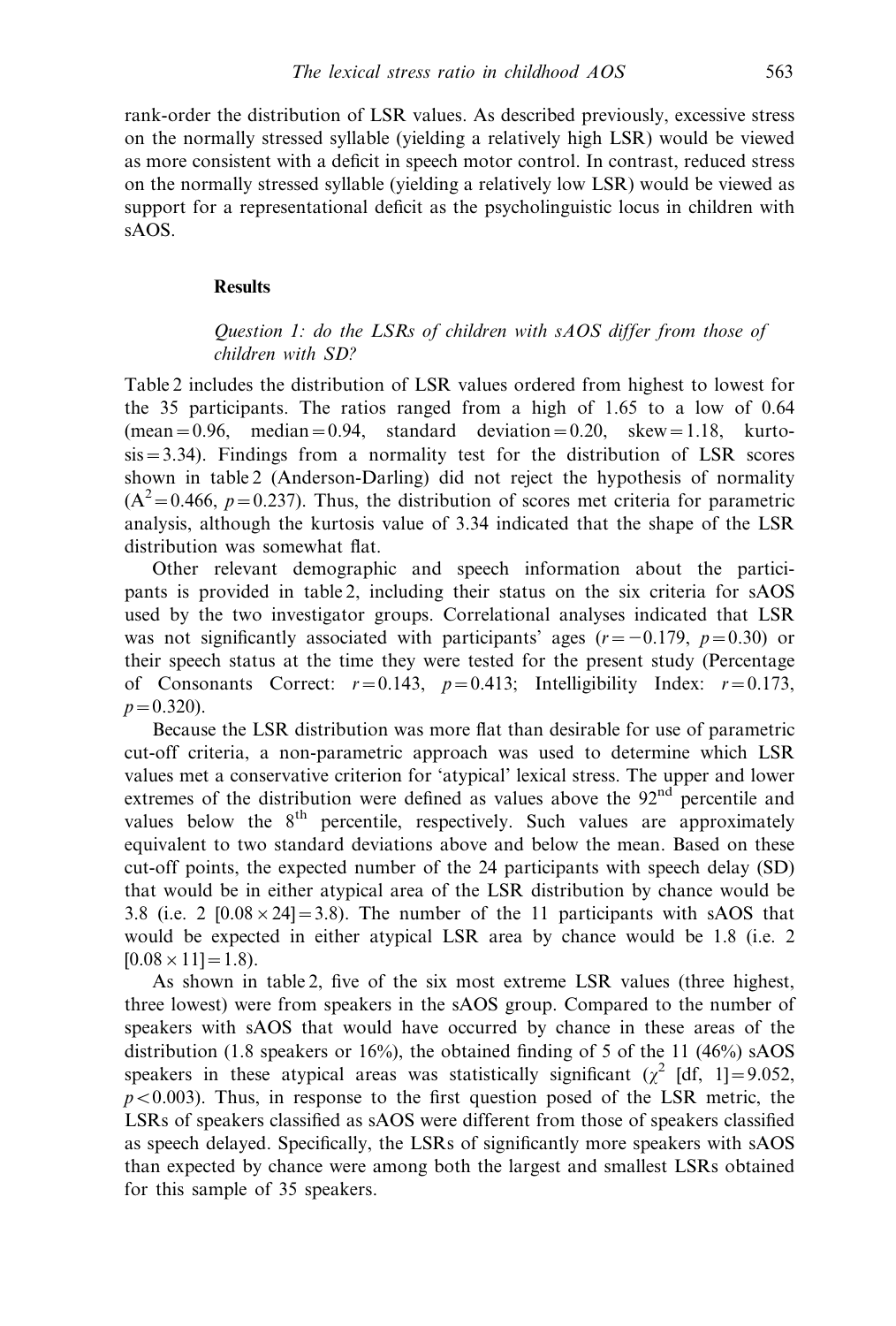rank-order the distribution of LSR values. As described previously, excessive stress on the normally stressed syllable (yielding a relatively high LSR) would be viewed as more consistent with a deficit in speech motor control. In contrast, reduced stress on the normally stressed syllable (yielding a relatively low LSR) would be viewed as support for a representational deficit as the psycholinguistic locus in children with sAOS.

## Results

### *Question 1: do the LSRs of children with sAOS differ from those of children with SD?*

Table 2 includes the distribution of LSR values ordered from highest to lowest for the 35 participants. The ratios ranged from a high of 1.65 to a low of 0.64 (mean = 0.96, median = 0.94, standard deviation = 0.20, skew = 1.18, kurtosis = 3.34). Findings from a normality test for the distribution of LSR scores shown in table 2 (Anderson-Darling) did not reject the hypothesis of normality ($A^2 = 0.466$, $p = 0.237$). Thus, the distribution of scores met criteria for parametric analysis, although the kurtosis value of 3.34 indicated that the shape of the LSR distribution was somewhat flat.

Other relevant demographic and speech information about the participants is provided in table 2, including their status on the six criteria for sAOS used by the two investigator groups. Correlational analyses indicated that LSR was not significantly associated with participants' ages ($r = -0.179$, $p = 0.30$) or their speech status at the time they were tested for the present study (Percentage of Consonants Correct: $r = 0.143$, $p = 0.413$; Intelligibility Index: $r = 0.173$, $p = 0.320$).

Because the LSR distribution was more flat than desirable for use of parametric cut-off criteria, a non-parametric approach was used to determine which LSR values met a conservative criterion for 'atypical' lexical stress. The upper and lower extremes of the distribution were defined as values above the 92nd percentile and values below the 8th percentile, respectively. Such values are approximately equivalent to two standard deviations above and below the mean. Based on these cut-off points, the expected number of the 24 participants with speech delay (SD) that would be in either atypical area of the LSR distribution by chance would be 3.8 (i.e. 2 $[0.08 \times 24] = 3.8$). The number of the 11 participants with sAOS that would be expected in either atypical LSR area by chance would be 1.8 (i.e. 2 $[0.08 \times 11] = 1.8$).

As shown in table 2, five of the six most extreme LSR values (three highest, three lowest) were from speakers in the sAOS group. Compared to the number of speakers with sAOS that would have occurred by chance in these areas of the distribution (1.8 speakers or 16%), the obtained finding of 5 of the 11 (46%) sAOS speakers in these atypical areas was statistically significant ($\chi^2$ [df, 1] = 9.052, $p < 0.003$). Thus, in response to the first question posed of the LSR metric, the LSRs of speakers classified as sAOS were different from those of speakers classified as speech delayed. Specifically, the LSRs of significantly more speakers with sAOS than expected by chance were among both the largest and smallest LSRs obtained for this sample of 35 speakers.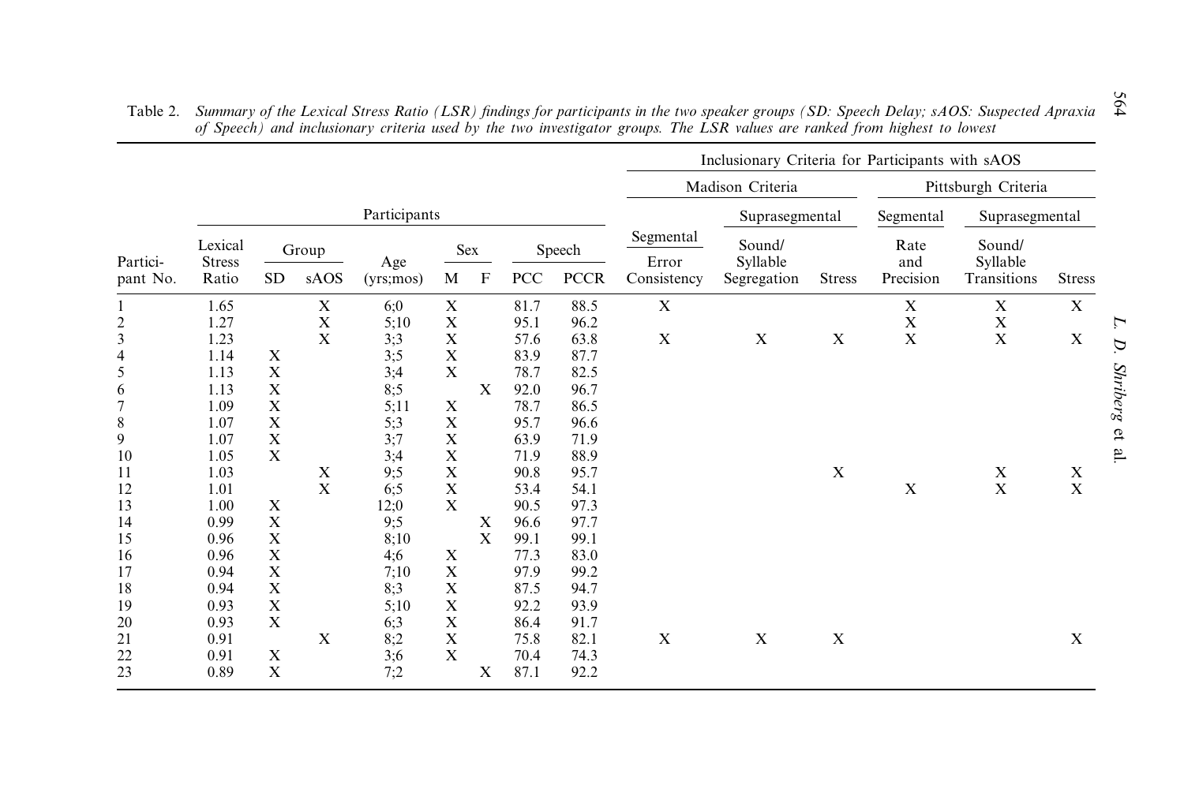Table 2. *Summary of the Lexical Stress Ratio (LSR) findings for participants in the two speaker groups (SD: Speech Delay; sAOS: Suspected Apraxia of Speech) and inclusionary criteria used by the two investigator groups. The LSR values are ranked from highest to lowest*

| | Participants | | | | | | | | Inclusionary Criteria for Participants with sAOS | | | | | |
|---|---|---|---|---|---|---|---|---|---|---|---|---|---|---|
| | | | | | | | | | Madison Criteria | | | Pittsburgh Criteria | | |
| | | | | | | | | | Segmental | Suprasegmental | | Segmental | Suprasegmental | |
| Partici-pant No. | Lexical Stress Ratio | Group: SD | Group: sAOS | Age (yrs;mos) | Sex: M | Sex: F | Speech: PCC | Speech: PCCR | Error Consistency | Sound/ Syllable Segregation | Stress | Rate and Precision | Sound/ Syllable Transitions | Stress |
| 1 | 1.65 | | X | 6;0 | X | | 81.7 | 88.5 | X | | | X | X | X |
| 2 | 1.27 | | X | 5;10 | X | | 95.1 | 96.2 | | | | X | X | |
| 3 | 1.23 | | X | 3;3 | X | | 57.6 | 63.8 | X | X | X | X | X | X |
| 4 | 1.14 | X | | 3;5 | X | | 83.9 | 87.7 | | | | | | |
| 5 | 1.13 | X | | 3;4 | X | | 78.7 | 82.5 | | | | | | |
| 6 | 1.13 | X | | 8;5 | | X | 92.0 | 96.7 | | | | | | |
| 7 | 1.09 | X | | 5;11 | X | | 78.7 | 86.5 | | | | | | |
| 8 | 1.07 | X | | 5;3 | X | | 95.7 | 96.6 | | | | | | |
| 9 | 1.07 | X | | 3;7 | X | | 63.9 | 71.9 | | | | | | |
| 10 | 1.05 | X | | 3;4 | X | | 71.9 | 88.9 | | | | | | |
| 11 | 1.03 | | X | 9;5 | X | | 90.8 | 95.7 | | | X | | X | X |
| 12 | 1.01 | | X | 6;5 | X | | 53.4 | 54.1 | | | | X | X | X |
| 13 | 1.00 | X | | 12;0 | X | | 90.5 | 97.3 | | | | | | |
| 14 | 0.99 | X | | 9;5 | | X | 96.6 | 97.7 | | | | | | |
| 15 | 0.96 | X | | 8;10 | | X | 99.1 | 99.1 | | | | | | |
| 16 | 0.96 | X | | 4;6 | X | | 77.3 | 83.0 | | | | | | |
| 17 | 0.94 | X | | 7;10 | X | | 97.9 | 99.2 | | | | | | |
| 18 | 0.94 | X | | 8;3 | X | | 87.5 | 94.7 | | | | | | |
| 19 | 0.93 | X | | 5;10 | X | | 92.2 | 93.9 | | | | | | |
| 20 | 0.93 | X | | 6;3 | X | | 86.4 | 91.7 | | | | | | |
| 21 | 0.91 | | X | 8;2 | X | | 75.8 | 82.1 | X | X | X | | | X |
| 22 | 0.91 | X | | 3;6 | X | | 70.4 | 74.3 | | | | | | |
| 23 | 0.89 | X | | 7;2 | | X | 87.1 | 92.2 | | | | | | |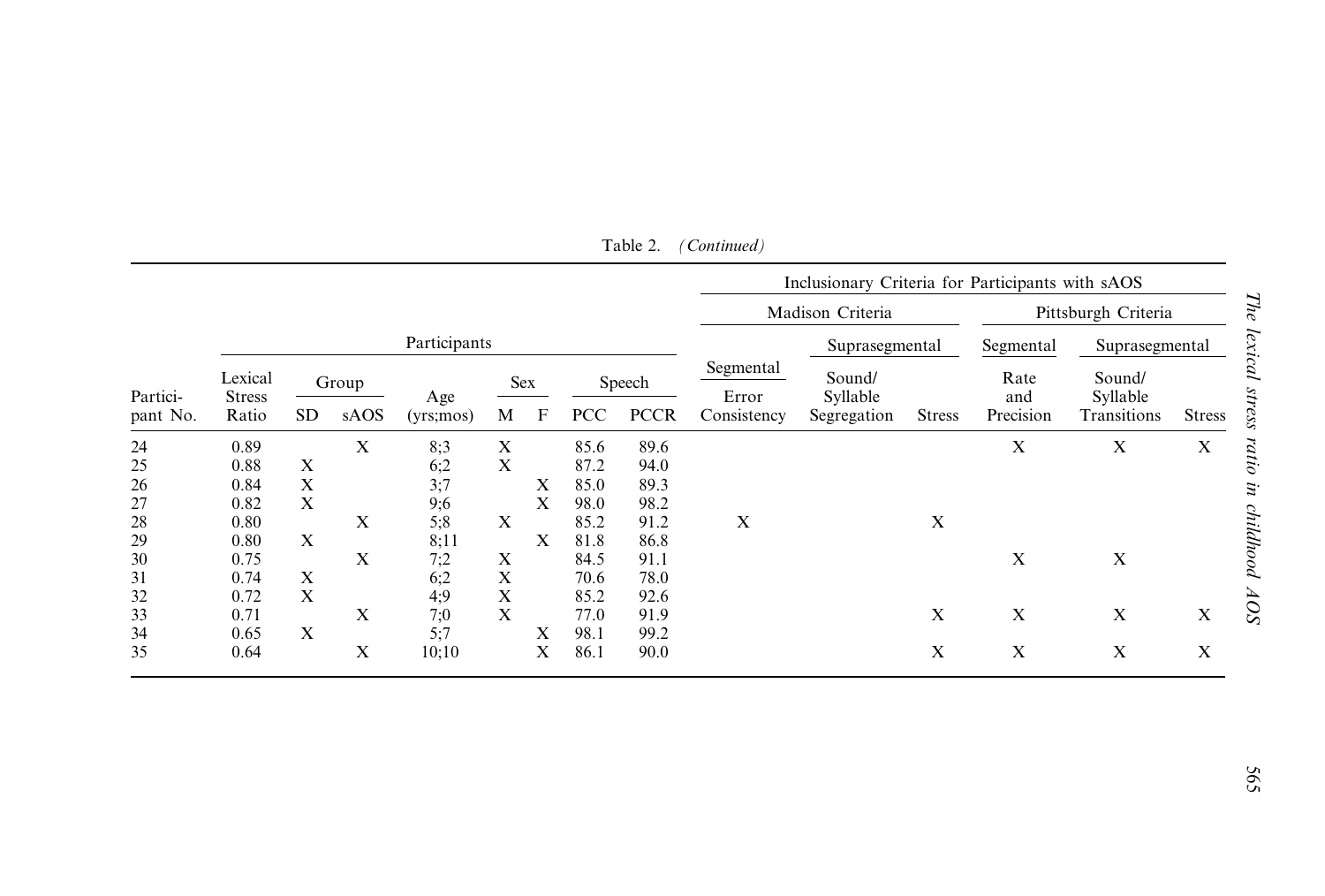Table 2. *(Continued)*

| Partici-pant No. | Participants | | | | | | | | Inclusionary Criteria for Participants with sAOS | | | | | |
|---|---|---|---|---|---|---|---|---|---|---|---|---|---|---|
| | | | | | | | | | Madison Criteria | | | Pittsburgh Criteria | | |
| | | | | | | | | | Segmental | Suprasegmental | | Segmental | Suprasegmental | |
| | Lexical Stress Ratio | Group | | Age (yrs;mos) | Sex | | Speech | | Error Consistency | Sound/ Syllable Segregation | Stress | Rate and Precision | Sound/ Syllable Transitions | Stress |
| | | SD | sAOS | | M | F | PCC | PCCR | | | | | | |
| 24 | 0.89 | | X | 8;3 | X | | 85.6 | 89.6 | | | | X | X | X |
| 25 | 0.88 | X | | 6;2 | X | | 87.2 | 94.0 | | | | | | |
| 26 | 0.84 | X | | 3;7 | | X | 85.0 | 89.3 | | | | | | |
| 27 | 0.82 | X | | 9;6 | | X | 98.0 | 98.2 | | | | | | |
| 28 | 0.80 | | X | 5;8 | X | | 85.2 | 91.2 | X | | X | | | |
| 29 | 0.80 | X | | 8;11 | | X | 81.8 | 86.8 | | | | | | |
| 30 | 0.75 | | X | 7;2 | X | | 84.5 | 91.1 | | | | X | X | |
| 31 | 0.74 | X | | 6;2 | X | | 70.6 | 78.0 | | | | | | |
| 32 | 0.72 | X | | 4;9 | X | | 85.2 | 92.6 | | | | | | |
| 33 | 0.71 | | X | 7;0 | X | | 77.0 | 91.9 | | | X | X | X | X |
| 34 | 0.65 | X | | 5;7 | | X | 98.1 | 99.2 | | | | | | |
| 35 | 0.64 | | X | 10;10 | | X | 86.1 | 90.0 | | | X | X | X | X |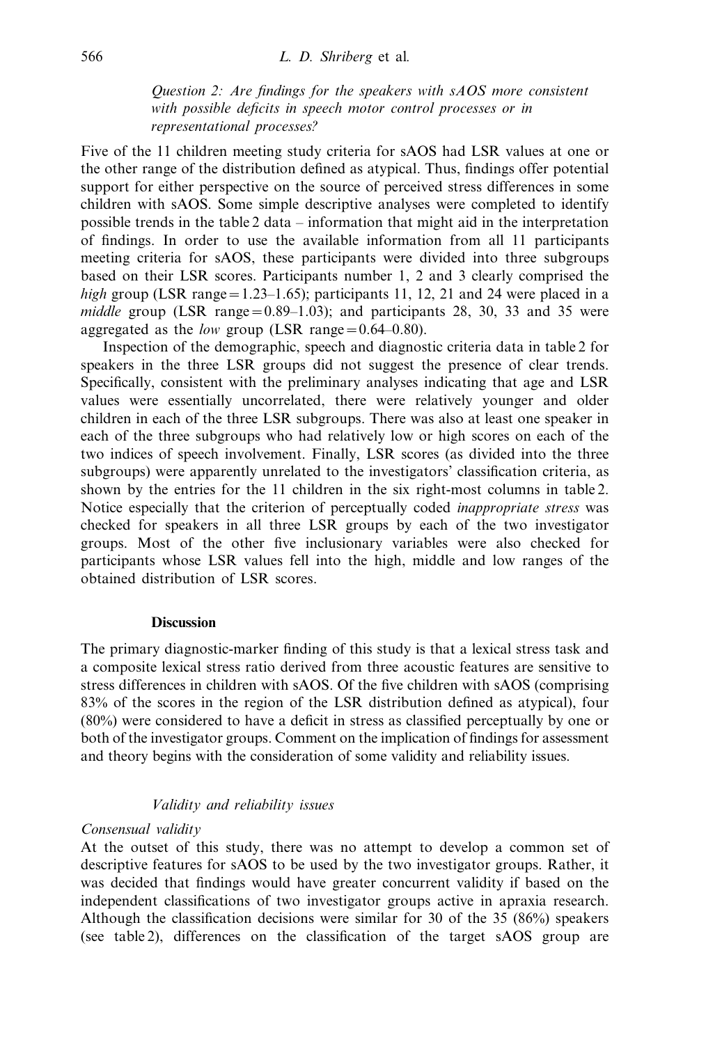*Question 2: Are findings for the speakers with sAOS more consistent with possible deficits in speech motor control processes or in representational processes?*

Five of the 11 children meeting study criteria for sAOS had LSR values at one or the other range of the distribution defined as atypical. Thus, findings offer potential support for either perspective on the source of perceived stress differences in some children with sAOS. Some simple descriptive analyses were completed to identify possible trends in the table 2 data – information that might aid in the interpretation of findings. In order to use the available information from all 11 participants meeting criteria for sAOS, these participants were divided into three subgroups based on their LSR scores. Participants number 1, 2 and 3 clearly comprised the *high* group (LSR range = 1.23–1.65); participants 11, 12, 21 and 24 were placed in a *middle* group (LSR range = 0.89–1.03); and participants 28, 30, 33 and 35 were aggregated as the *low* group (LSR range = 0.64–0.80).

Inspection of the demographic, speech and diagnostic criteria data in table 2 for speakers in the three LSR groups did not suggest the presence of clear trends. Specifically, consistent with the preliminary analyses indicating that age and LSR values were essentially uncorrelated, there were relatively younger and older children in each of the three LSR subgroups. There was also at least one speaker in each of the three subgroups who had relatively low or high scores on each of the two indices of speech involvement. Finally, LSR scores (as divided into the three subgroups) were apparently unrelated to the investigators' classification criteria, as shown by the entries for the 11 children in the six right-most columns in table 2. Notice especially that the criterion of perceptually coded *inappropriate stress* was checked for speakers in all three LSR groups by each of the two investigator groups. Most of the other five inclusionary variables were also checked for participants whose LSR values fell into the high, middle and low ranges of the obtained distribution of LSR scores.

## Discussion

The primary diagnostic-marker finding of this study is that a lexical stress task and a composite lexical stress ratio derived from three acoustic features are sensitive to stress differences in children with sAOS. Of the five children with sAOS (comprising 83% of the scores in the region of the LSR distribution defined as atypical), four (80%) were considered to have a deficit in stress as classified perceptually by one or both of the investigator groups. Comment on the implication of findings for assessment and theory begins with the consideration of some validity and reliability issues.

### *Validity and reliability issues*

#### *Consensual validity*

At the outset of this study, there was no attempt to develop a common set of descriptive features for sAOS to be used by the two investigator groups. Rather, it was decided that findings would have greater concurrent validity if based on the independent classifications of two investigator groups active in apraxia research. Although the classification decisions were similar for 30 of the 35 (86%) speakers (see table 2), differences on the classification of the target sAOS group are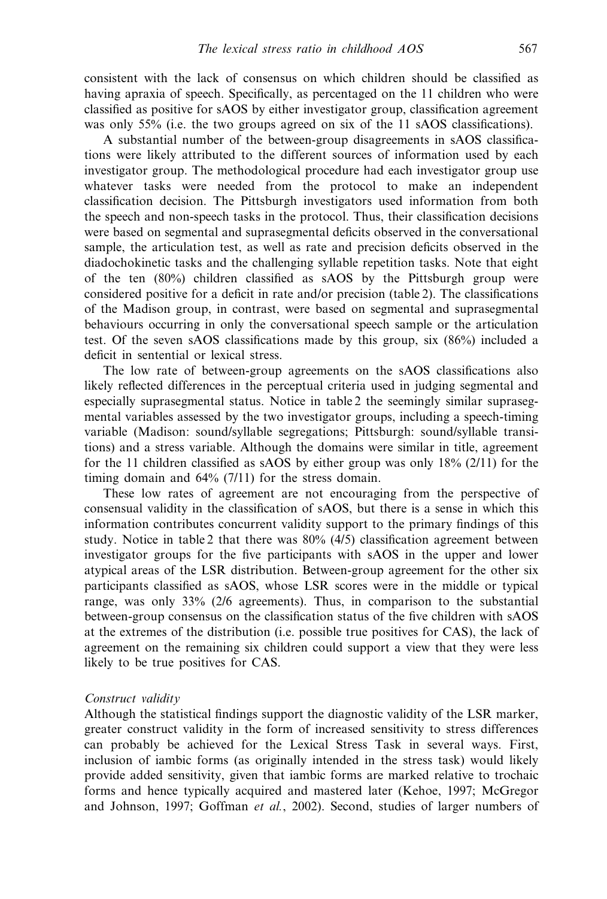consistent with the lack of consensus on which children should be classified as having apraxia of speech. Specifically, as percentaged on the 11 children who were classified as positive for sAOS by either investigator group, classification agreement was only 55% (i.e. the two groups agreed on six of the 11 sAOS classifications).

A substantial number of the between-group disagreements in sAOS classifications were likely attributed to the different sources of information used by each investigator group. The methodological procedure had each investigator group use whatever tasks were needed from the protocol to make an independent classification decision. The Pittsburgh investigators used information from both the speech and non-speech tasks in the protocol. Thus, their classification decisions were based on segmental and suprasegmental deficits observed in the conversational sample, the articulation test, as well as rate and precision deficits observed in the diadochokinetic tasks and the challenging syllable repetition tasks. Note that eight of the ten (80%) children classified as sAOS by the Pittsburgh group were considered positive for a deficit in rate and/or precision (table 2). The classifications of the Madison group, in contrast, were based on segmental and suprasegmental behaviours occurring in only the conversational speech sample or the articulation test. Of the seven sAOS classifications made by this group, six (86%) included a deficit in sentential or lexical stress.

The low rate of between-group agreements on the sAOS classifications also likely reflected differences in the perceptual criteria used in judging segmental and especially suprasegmental status. Notice in table 2 the seemingly similar suprasegmental variables assessed by the two investigator groups, including a speech-timing variable (Madison: sound/syllable segregations; Pittsburgh: sound/syllable transitions) and a stress variable. Although the domains were similar in title, agreement for the 11 children classified as sAOS by either group was only 18% (2/11) for the timing domain and 64% (7/11) for the stress domain.

These low rates of agreement are not encouraging from the perspective of consensual validity in the classification of sAOS, but there is a sense in which this information contributes concurrent validity support to the primary findings of this study. Notice in table 2 that there was 80% (4/5) classification agreement between investigator groups for the five participants with sAOS in the upper and lower atypical areas of the LSR distribution. Between-group agreement for the other six participants classified as sAOS, whose LSR scores were in the middle or typical range, was only 33% (2/6 agreements). Thus, in comparison to the substantial between-group consensus on the classification status of the five children with sAOS at the extremes of the distribution (i.e. possible true positives for CAS), the lack of agreement on the remaining six children could support a view that they were less likely to be true positives for CAS.

*Construct validity*

Although the statistical findings support the diagnostic validity of the LSR marker, greater construct validity in the form of increased sensitivity to stress differences can probably be achieved for the Lexical Stress Task in several ways. First, inclusion of iambic forms (as originally intended in the stress task) would likely provide added sensitivity, given that iambic forms are marked relative to trochaic forms and hence typically acquired and mastered later (Kehoe, 1997; McGregor and Johnson, 1997; Goffman *et al.*, 2002). Second, studies of larger numbers of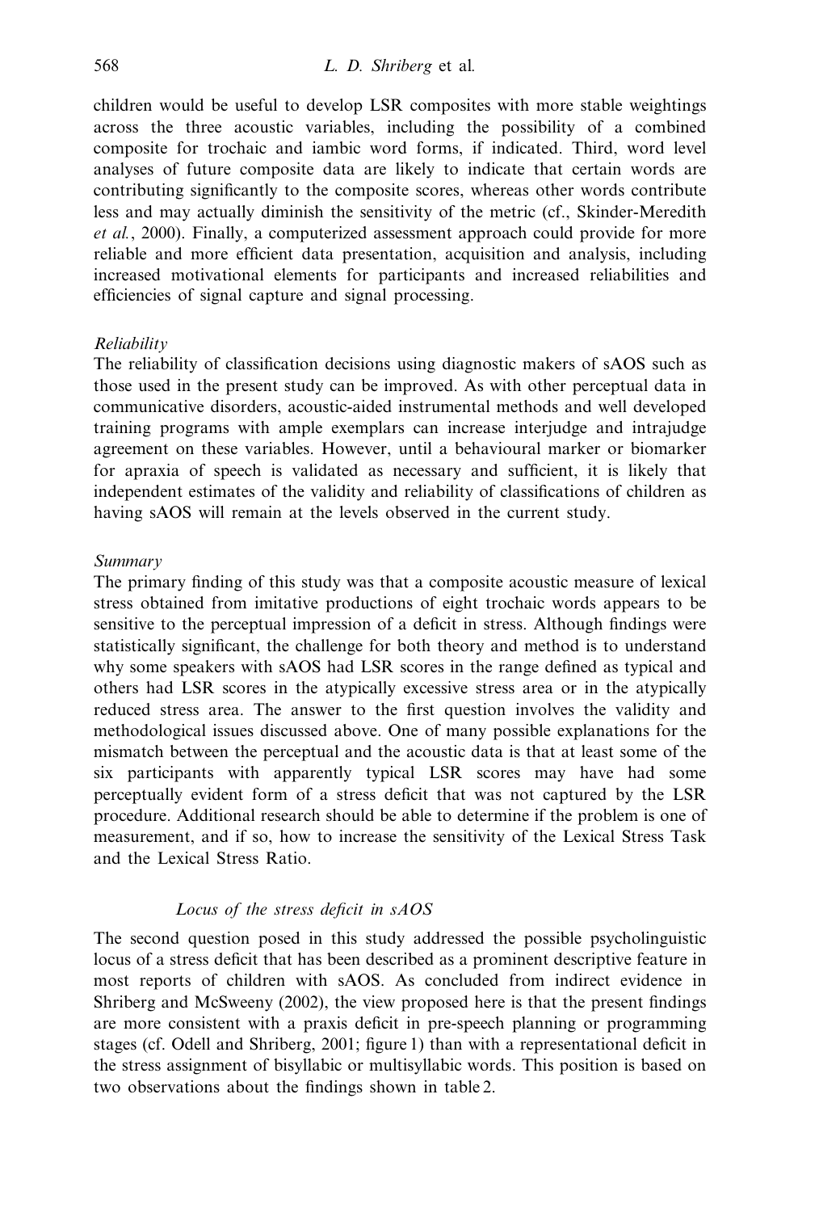children would be useful to develop LSR composites with more stable weightings across the three acoustic variables, including the possibility of a combined composite for trochaic and iambic word forms, if indicated. Third, word level analyses of future composite data are likely to indicate that certain words are contributing significantly to the composite scores, whereas other words contribute less and may actually diminish the sensitivity of the metric (cf., Skinder-Meredith *et al.*, 2000). Finally, a computerized assessment approach could provide for more reliable and more efficient data presentation, acquisition and analysis, including increased motivational elements for participants and increased reliabilities and efficiencies of signal capture and signal processing.

*Reliability*

The reliability of classification decisions using diagnostic makers of sAOS such as those used in the present study can be improved. As with other perceptual data in communicative disorders, acoustic-aided instrumental methods and well developed training programs with ample exemplars can increase interjudge and intrajudge agreement on these variables. However, until a behavioural marker or biomarker for apraxia of speech is validated as necessary and sufficient, it is likely that independent estimates of the validity and reliability of classifications of children as having sAOS will remain at the levels observed in the current study.

*Summary*

The primary finding of this study was that a composite acoustic measure of lexical stress obtained from imitative productions of eight trochaic words appears to be sensitive to the perceptual impression of a deficit in stress. Although findings were statistically significant, the challenge for both theory and method is to understand why some speakers with sAOS had LSR scores in the range defined as typical and others had LSR scores in the atypically excessive stress area or in the atypically reduced stress area. The answer to the first question involves the validity and methodological issues discussed above. One of many possible explanations for the mismatch between the perceptual and the acoustic data is that at least some of the six participants with apparently typical LSR scores may have had some perceptually evident form of a stress deficit that was not captured by the LSR procedure. Additional research should be able to determine if the problem is one of measurement, and if so, how to increase the sensitivity of the Lexical Stress Task and the Lexical Stress Ratio.

### *Locus of the stress deficit in sAOS*

The second question posed in this study addressed the possible psycholinguistic locus of a stress deficit that has been described as a prominent descriptive feature in most reports of children with sAOS. As concluded from indirect evidence in Shriberg and McSweeny (2002), the view proposed here is that the present findings are more consistent with a praxis deficit in pre-speech planning or programming stages (cf. Odell and Shriberg, 2001; figure 1) than with a representational deficit in the stress assignment of bisyllabic or multisyllabic words. This position is based on two observations about the findings shown in table 2.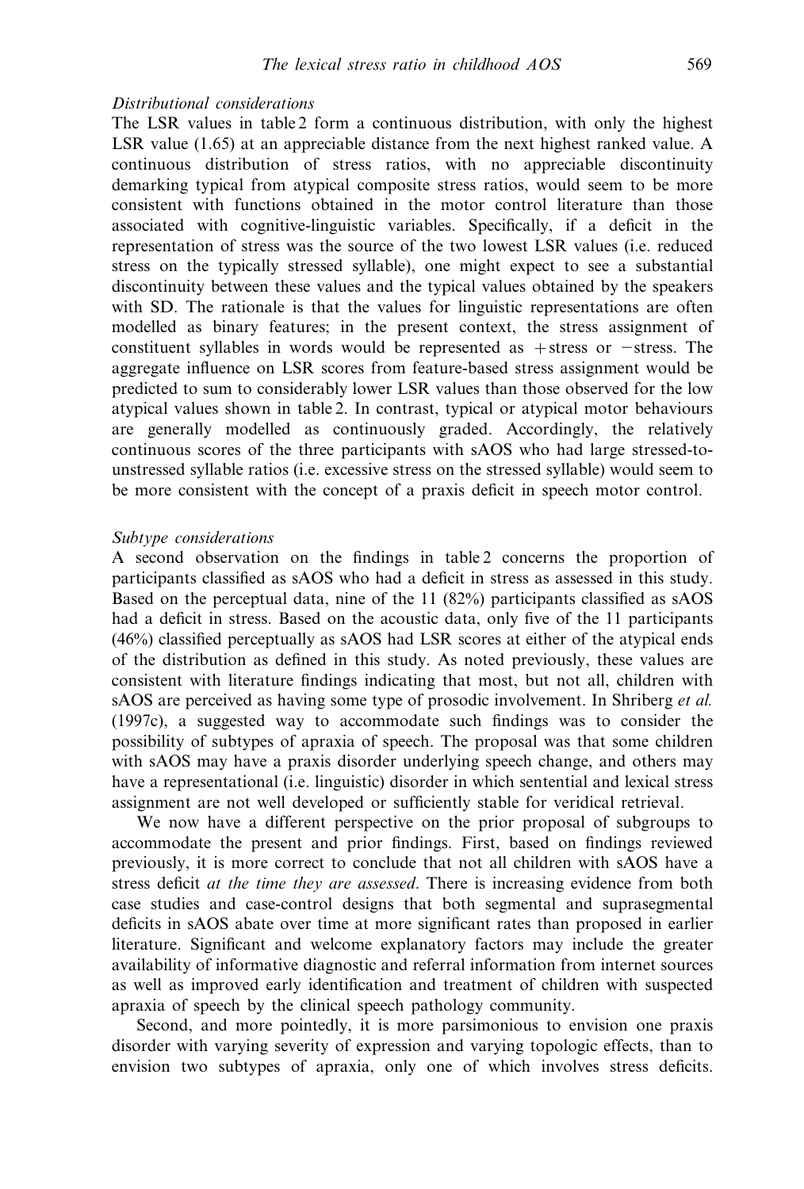*Distributional considerations*

The LSR values in table 2 form a continuous distribution, with only the highest LSR value (1.65) at an appreciable distance from the next highest ranked value. A continuous distribution of stress ratios, with no appreciable discontinuity demarking typical from atypical composite stress ratios, would seem to be more consistent with functions obtained in the motor control literature than those associated with cognitive-linguistic variables. Specifically, if a deficit in the representation of stress was the source of the two lowest LSR values (i.e. reduced stress on the typically stressed syllable), one might expect to see a substantial discontinuity between these values and the typical values obtained by the speakers with SD. The rationale is that the values for linguistic representations are often modelled as binary features; in the present context, the stress assignment of constituent syllables in words would be represented as +stress or −stress. The aggregate influence on LSR scores from feature-based stress assignment would be predicted to sum to considerably lower LSR values than those observed for the low atypical values shown in table 2. In contrast, typical or atypical motor behaviours are generally modelled as continuously graded. Accordingly, the relatively continuous scores of the three participants with sAOS who had large stressed-to-unstressed syllable ratios (i.e. excessive stress on the stressed syllable) would seem to be more consistent with the concept of a praxis deficit in speech motor control.

*Subtype considerations*

A second observation on the findings in table 2 concerns the proportion of participants classified as sAOS who had a deficit in stress as assessed in this study. Based on the perceptual data, nine of the 11 (82%) participants classified as sAOS had a deficit in stress. Based on the acoustic data, only five of the 11 participants (46%) classified perceptually as sAOS had LSR scores at either of the atypical ends of the distribution as defined in this study. As noted previously, these values are consistent with literature findings indicating that most, but not all, children with sAOS are perceived as having some type of prosodic involvement. In Shriberg *et al.* (1997c), a suggested way to accommodate such findings was to consider the possibility of subtypes of apraxia of speech. The proposal was that some children with sAOS may have a praxis disorder underlying speech change, and others may have a representational (i.e. linguistic) disorder in which sentential and lexical stress assignment are not well developed or sufficiently stable for veridical retrieval.

We now have a different perspective on the prior proposal of subgroups to accommodate the present and prior findings. First, based on findings reviewed previously, it is more correct to conclude that not all children with sAOS have a stress deficit *at the time they are assessed*. There is increasing evidence from both case studies and case-control designs that both segmental and suprasegmental deficits in sAOS abate over time at more significant rates than proposed in earlier literature. Significant and welcome explanatory factors may include the greater availability of informative diagnostic and referral information from internet sources as well as improved early identification and treatment of children with suspected apraxia of speech by the clinical speech pathology community.

Second, and more pointedly, it is more parsimonious to envision one praxis disorder with varying severity of expression and varying topologic effects, than to envision two subtypes of apraxia, only one of which involves stress deficits.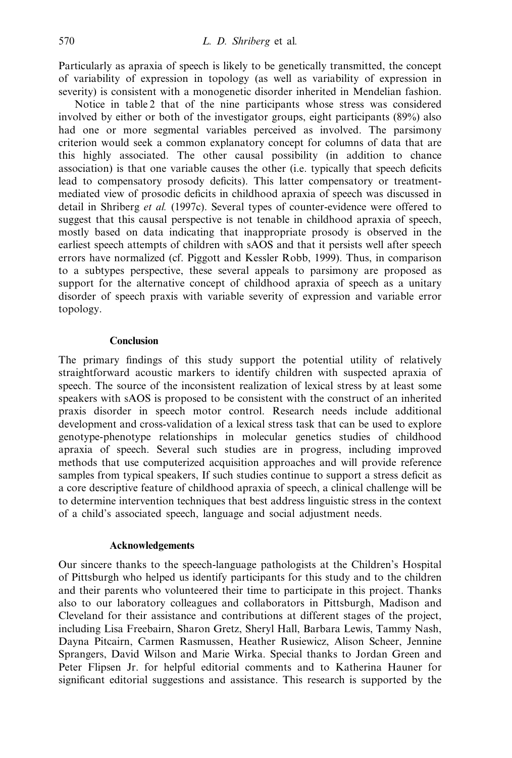Particularly as apraxia of speech is likely to be genetically transmitted, the concept of variability of expression in topology (as well as variability of expression in severity) is consistent with a monogenetic disorder inherited in Mendelian fashion.

Notice in table 2 that of the nine participants whose stress was considered involved by either or both of the investigator groups, eight participants (89%) also had one or more segmental variables perceived as involved. The parsimony criterion would seek a common explanatory concept for columns of data that are this highly associated. The other causal possibility (in addition to chance association) is that one variable causes the other (i.e. typically that speech deficits lead to compensatory prosody deficits). This latter compensatory or treatment-mediated view of prosodic deficits in childhood apraxia of speech was discussed in detail in Shriberg *et al.* (1997c). Several types of counter-evidence were offered to suggest that this causal perspective is not tenable in childhood apraxia of speech, mostly based on data indicating that inappropriate prosody is observed in the earliest speech attempts of children with sAOS and that it persists well after speech errors have normalized (cf. Piggott and Kessler Robb, 1999). Thus, in comparison to a subtypes perspective, these several appeals to parsimony are proposed as support for the alternative concept of childhood apraxia of speech as a unitary disorder of speech praxis with variable severity of expression and variable error topology.

#### Conclusion

The primary findings of this study support the potential utility of relatively straightforward acoustic markers to identify children with suspected apraxia of speech. The source of the inconsistent realization of lexical stress by at least some speakers with sAOS is proposed to be consistent with the construct of an inherited praxis disorder in speech motor control. Research needs include additional development and cross-validation of a lexical stress task that can be used to explore genotype-phenotype relationships in molecular genetics studies of childhood apraxia of speech. Several such studies are in progress, including improved methods that use computerized acquisition approaches and will provide reference samples from typical speakers, If such studies continue to support a stress deficit as a core descriptive feature of childhood apraxia of speech, a clinical challenge will be to determine intervention techniques that best address linguistic stress in the context of a child's associated speech, language and social adjustment needs.

#### Acknowledgements

Our sincere thanks to the speech-language pathologists at the Children's Hospital of Pittsburgh who helped us identify participants for this study and to the children and their parents who volunteered their time to participate in this project. Thanks also to our laboratory colleagues and collaborators in Pittsburgh, Madison and Cleveland for their assistance and contributions at different stages of the project, including Lisa Freebairn, Sharon Gretz, Sheryl Hall, Barbara Lewis, Tammy Nash, Dayna Pitcairn, Carmen Rasmussen, Heather Rusiewicz, Alison Scheer, Jennine Sprangers, David Wilson and Marie Wirka. Special thanks to Jordan Green and Peter Flipsen Jr. for helpful editorial comments and to Katherina Hauner for significant editorial suggestions and assistance. This research is supported by the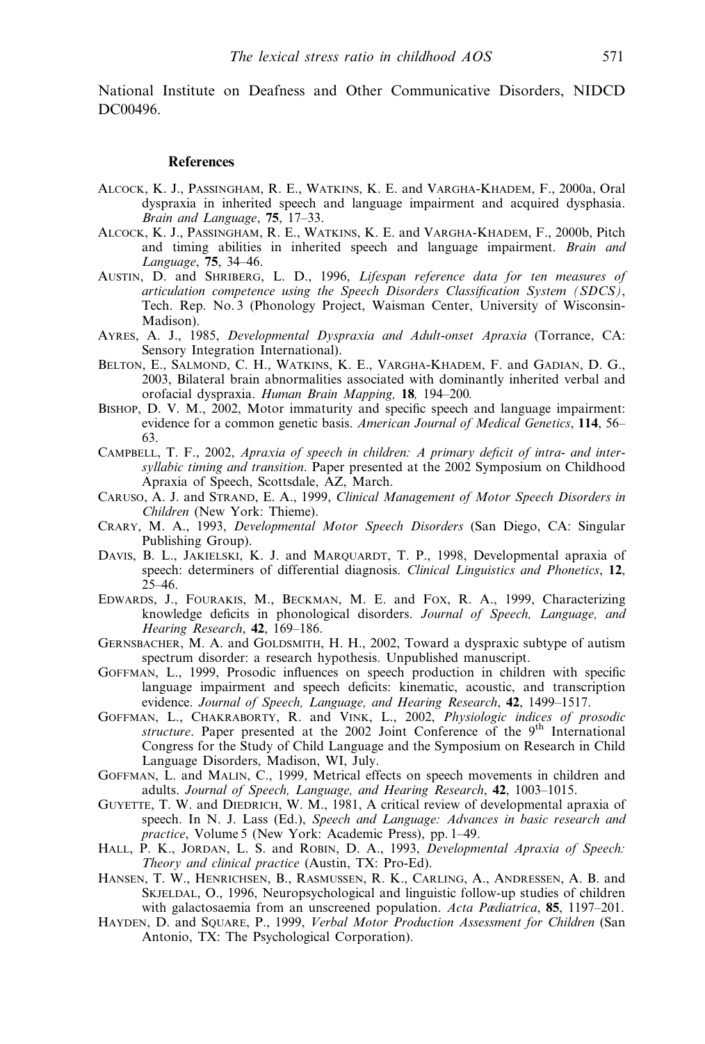National Institute on Deafness and Other Communicative Disorders, NIDCD DC00496.

### References

Alcock, K. J., Passingham, R. E., Watkins, K. E. and Vargha-Khadem, F., 2000a, Oral dyspraxia in inherited speech and language impairment and acquired dysphasia. *Brain and Language*, **75**, 17–33.

Alcock, K. J., Passingham, R. E., Watkins, K. E. and Vargha-Khadem, F., 2000b, Pitch and timing abilities in inherited speech and language impairment. *Brain and Language*, **75**, 34–46.

Austin, D. and Shriberg, L. D., 1996, *Lifespan reference data for ten measures of articulation competence using the Speech Disorders Classification System (SDCS)*, Tech. Rep. No. 3 (Phonology Project, Waisman Center, University of Wisconsin-Madison).

Ayres, A. J., 1985, *Developmental Dyspraxia and Adult-onset Apraxia* (Torrance, CA: Sensory Integration International).

Belton, E., Salmond, C. H., Watkins, K. E., Vargha-Khadem, F. and Gadian, D. G., 2003, Bilateral brain abnormalities associated with dominantly inherited verbal and orofacial dyspraxia. *Human Brain Mapping,* **18***,* 194–200*.*

Bishop, D. V. M., 2002, Motor immaturity and specific speech and language impairment: evidence for a common genetic basis. *American Journal of Medical Genetics*, **114**, 56–63.

Campbell, T. F., 2002, *Apraxia of speech in children: A primary deficit of intra- and inter-syllabic timing and transition*. Paper presented at the 2002 Symposium on Childhood Apraxia of Speech, Scottsdale, AZ, March.

Caruso, A. J. and Strand, E. A., 1999, *Clinical Management of Motor Speech Disorders in Children* (New York: Thieme).

Crary, M. A., 1993, *Developmental Motor Speech Disorders* (San Diego, CA: Singular Publishing Group).

Davis, B. L., Jakielski, K. J. and Marquardt, T. P., 1998, Developmental apraxia of speech: determiners of differential diagnosis. *Clinical Linguistics and Phonetics*, **12**, 25–46.

Edwards, J., Fourakis, M., Beckman, M. E. and Fox, R. A., 1999, Characterizing knowledge deficits in phonological disorders. *Journal of Speech, Language, and Hearing Research*, **42**, 169–186.

Gernsbacher, M. A. and Goldsmith, H. H., 2002, Toward a dyspraxic subtype of autism spectrum disorder: a research hypothesis. Unpublished manuscript.

Goffman, L., 1999, Prosodic influences on speech production in children with specific language impairment and speech deficits: kinematic, acoustic, and transcription evidence. *Journal of Speech, Language, and Hearing Research*, **42**, 1499–1517.

Goffman, L., Chakraborty, R. and Vink, L., 2002, *Physiologic indices of prosodic structure*. Paper presented at the 2002 Joint Conference of the 9th International Congress for the Study of Child Language and the Symposium on Research in Child Language Disorders, Madison, WI, July.

Goffman, L. and Malin, C., 1999, Metrical effects on speech movements in children and adults. *Journal of Speech, Language, and Hearing Research*, **42**, 1003–1015.

Guyette, T. W. and Diedrich, W. M., 1981, A critical review of developmental apraxia of speech. In N. J. Lass (Ed.), *Speech and Language: Advances in basic research and practice*, Volume 5 (New York: Academic Press), pp. 1–49.

Hall, P. K., Jordan, L. S. and Robin, D. A., 1993, *Developmental Apraxia of Speech: Theory and clinical practice* (Austin, TX: Pro-Ed).

Hansen, T. W., Henrichsen, B., Rasmussen, R. K., Carling, A., Andressen, A. B. and Skjeldal, O., 1996, Neuropsychological and linguistic follow-up studies of children with galactosaemia from an unscreened population. *Acta Pædiatrica*, **85**, 1197–201.

Hayden, D. and Square, P., 1999, *Verbal Motor Production Assessment for Children* (San Antonio, TX: The Psychological Corporation).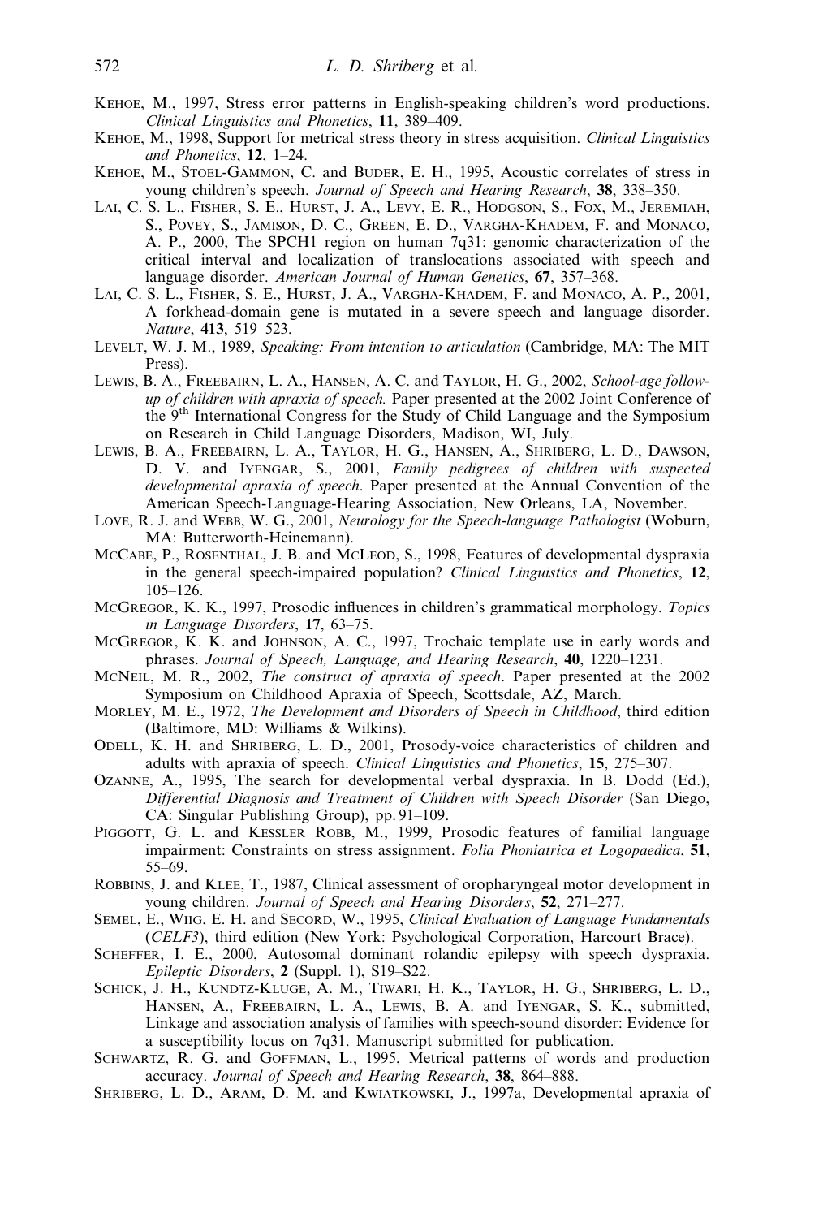Kehoe, M., 1997, Stress error patterns in English-speaking children's word productions. *Clinical Linguistics and Phonetics*, **11**, 389–409.

Kehoe, M., 1998, Support for metrical stress theory in stress acquisition. *Clinical Linguistics and Phonetics*, **12**, 1–24.

Kehoe, M., Stoel-Gammon, C. and Buder, E. H., 1995, Acoustic correlates of stress in young children's speech. *Journal of Speech and Hearing Research*, **38**, 338–350.

Lai, C. S. L., Fisher, S. E., Hurst, J. A., Levy, E. R., Hodgson, S., Fox, M., Jeremiah, S., Povey, S., Jamison, D. C., Green, E. D., Vargha-Khadem, F. and Monaco, A. P., 2000, The SPCH1 region on human 7q31: genomic characterization of the critical interval and localization of translocations associated with speech and language disorder. *American Journal of Human Genetics*, **67**, 357–368.

Lai, C. S. L., Fisher, S. E., Hurst, J. A., Vargha-Khadem, F. and Monaco, A. P., 2001, A forkhead-domain gene is mutated in a severe speech and language disorder. *Nature*, **413**, 519–523.

Levelt, W. J. M., 1989, *Speaking: From intention to articulation* (Cambridge, MA: The MIT Press).

Lewis, B. A., Freebairn, L. A., Hansen, A. C. and Taylor, H. G., 2002, *School-age follow-up of children with apraxia of speech.* Paper presented at the 2002 Joint Conference of the 9th International Congress for the Study of Child Language and the Symposium on Research in Child Language Disorders, Madison, WI, July.

Lewis, B. A., Freebairn, L. A., Taylor, H. G., Hansen, A., Shriberg, L. D., Dawson, D. V. and Iyengar, S., 2001, *Family pedigrees of children with suspected developmental apraxia of speech*. Paper presented at the Annual Convention of the American Speech-Language-Hearing Association, New Orleans, LA, November.

Love, R. J. and Webb, W. G., 2001, *Neurology for the Speech-language Pathologist* (Woburn, MA: Butterworth-Heinemann).

McCabe, P., Rosenthal, J. B. and McLeod, S., 1998, Features of developmental dyspraxia in the general speech-impaired population? *Clinical Linguistics and Phonetics*, **12**, 105–126.

McGregor, K. K., 1997, Prosodic influences in children's grammatical morphology. *Topics in Language Disorders*, **17**, 63–75.

McGregor, K. K. and Johnson, A. C., 1997, Trochaic template use in early words and phrases. *Journal of Speech, Language, and Hearing Research*, **40**, 1220–1231.

McNeil, M. R., 2002, *The construct of apraxia of speech*. Paper presented at the 2002 Symposium on Childhood Apraxia of Speech, Scottsdale, AZ, March.

Morley, M. E., 1972, *The Development and Disorders of Speech in Childhood*, third edition (Baltimore, MD: Williams & Wilkins).

Odell, K. H. and Shriberg, L. D., 2001, Prosody-voice characteristics of children and adults with apraxia of speech. *Clinical Linguistics and Phonetics*, **15**, 275–307.

Ozanne, A., 1995, The search for developmental verbal dyspraxia. In B. Dodd (Ed.), *Differential Diagnosis and Treatment of Children with Speech Disorder* (San Diego, CA: Singular Publishing Group), pp. 91–109.

Piggott, G. L. and Kessler Robb, M., 1999, Prosodic features of familial language impairment: Constraints on stress assignment. *Folia Phoniatrica et Logopaedica*, **51**, 55–69.

Robbins, J. and Klee, T., 1987, Clinical assessment of oropharyngeal motor development in young children. *Journal of Speech and Hearing Disorders*, **52**, 271–277.

Semel, E., Wiig, E. H. and Secord, W., 1995, *Clinical Evaluation of Language Fundamentals* (*CELF3*), third edition (New York: Psychological Corporation, Harcourt Brace).

Scheffer, I. E., 2000, Autosomal dominant rolandic epilepsy with speech dyspraxia. *Epileptic Disorders*, **2** (Suppl. 1), S19–S22.

Schick, J. H., Kundtz-Kluge, A. M., Tiwari, H. K., Taylor, H. G., Shriberg, L. D., Hansen, A., Freebairn, L. A., Lewis, B. A. and Iyengar, S. K., submitted, Linkage and association analysis of families with speech-sound disorder: Evidence for a susceptibility locus on 7q31. Manuscript submitted for publication.

Schwartz, R. G. and Goffman, L., 1995, Metrical patterns of words and production accuracy. *Journal of Speech and Hearing Research*, **38**, 864–888.

Shriberg, L. D., Aram, D. M. and Kwiatkowski, J., 1997a, Developmental apraxia of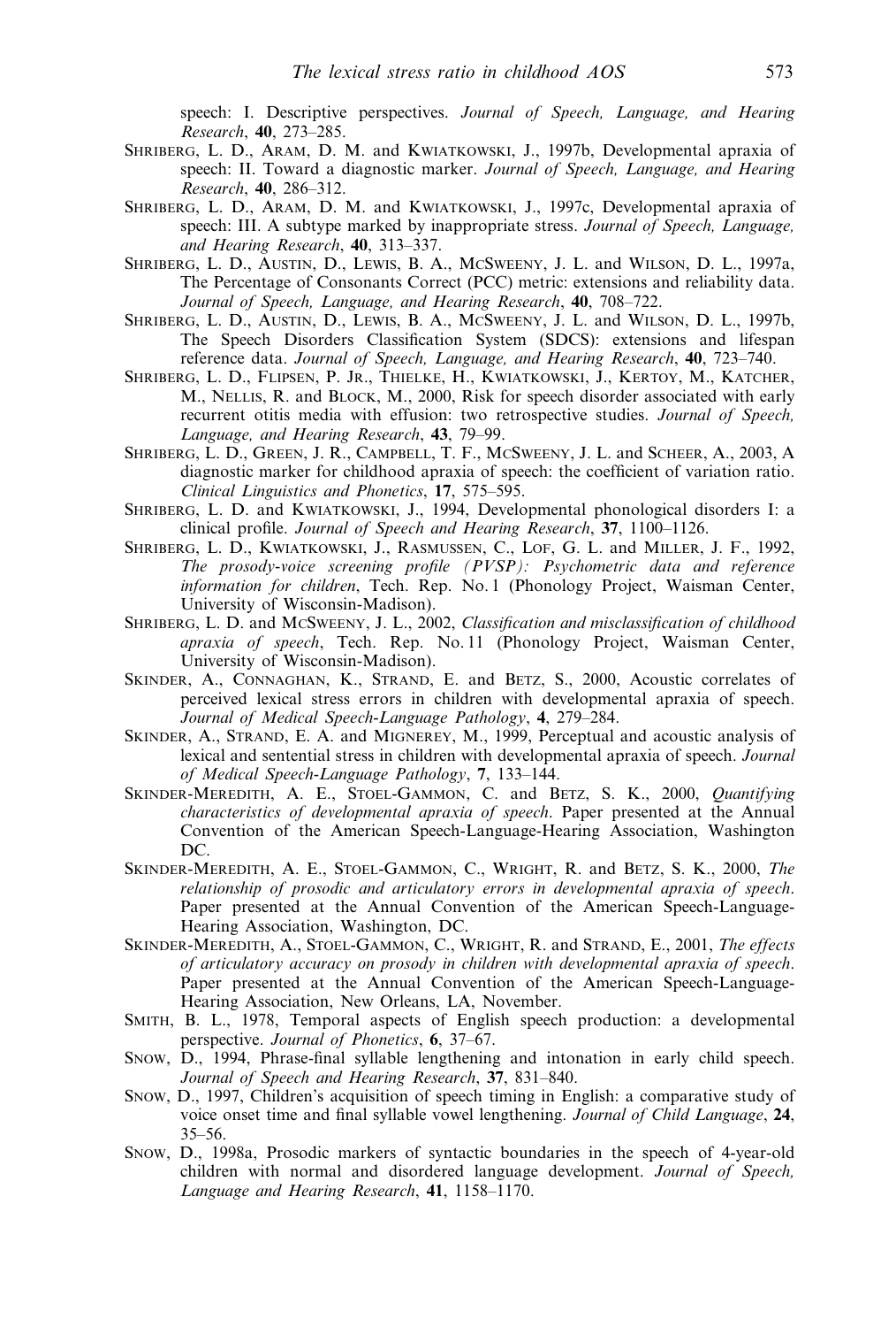speech: I. Descriptive perspectives. *Journal of Speech, Language, and Hearing Research*, **40**, 273–285.

Shriberg, L. D., Aram, D. M. and Kwiatkowski, J., 1997b, Developmental apraxia of speech: II. Toward a diagnostic marker. *Journal of Speech, Language, and Hearing Research*, **40**, 286–312.

Shriberg, L. D., Aram, D. M. and Kwiatkowski, J., 1997c, Developmental apraxia of speech: III. A subtype marked by inappropriate stress. *Journal of Speech, Language, and Hearing Research*, **40**, 313–337.

Shriberg, L. D., Austin, D., Lewis, B. A., McSweeny, J. L. and Wilson, D. L., 1997a, The Percentage of Consonants Correct (PCC) metric: extensions and reliability data. *Journal of Speech, Language, and Hearing Research*, **40**, 708–722.

Shriberg, L. D., Austin, D., Lewis, B. A., McSweeny, J. L. and Wilson, D. L., 1997b, The Speech Disorders Classification System (SDCS): extensions and lifespan reference data. *Journal of Speech, Language, and Hearing Research*, **40**, 723–740.

Shriberg, L. D., Flipsen, P. Jr., Thielke, H., Kwiatkowski, J., Kertoy, M., Katcher, M., Nellis, R. and Block, M., 2000, Risk for speech disorder associated with early recurrent otitis media with effusion: two retrospective studies. *Journal of Speech, Language, and Hearing Research*, **43**, 79–99.

Shriberg, L. D., Green, J. R., Campbell, T. F., McSweeny, J. L. and Scheer, A., 2003, A diagnostic marker for childhood apraxia of speech: the coefficient of variation ratio. *Clinical Linguistics and Phonetics*, **17**, 575–595.

Shriberg, L. D. and Kwiatkowski, J., 1994, Developmental phonological disorders I: a clinical profile. *Journal of Speech and Hearing Research*, **37**, 1100–1126.

Shriberg, L. D., Kwiatkowski, J., Rasmussen, C., Lof, G. L. and Miller, J. F., 1992, *The prosody-voice screening profile (PVSP): Psychometric data and reference information for children*, Tech. Rep. No. 1 (Phonology Project, Waisman Center, University of Wisconsin-Madison).

Shriberg, L. D. and McSweeny, J. L., 2002, *Classification and misclassification of childhood apraxia of speech*, Tech. Rep. No. 11 (Phonology Project, Waisman Center, University of Wisconsin-Madison).

Skinder, A., Connaghan, K., Strand, E. and Betz, S., 2000, Acoustic correlates of perceived lexical stress errors in children with developmental apraxia of speech. *Journal of Medical Speech-Language Pathology*, **4**, 279–284.

Skinder, A., Strand, E. A. and Mignerey, M., 1999, Perceptual and acoustic analysis of lexical and sentential stress in children with developmental apraxia of speech. *Journal of Medical Speech-Language Pathology*, **7**, 133–144.

Skinder-Meredith, A. E., Stoel-Gammon, C. and Betz, S. K., 2000, *Quantifying characteristics of developmental apraxia of speech*. Paper presented at the Annual Convention of the American Speech-Language-Hearing Association, Washington DC.

Skinder-Meredith, A. E., Stoel-Gammon, C., Wright, R. and Betz, S. K., 2000, *The relationship of prosodic and articulatory errors in developmental apraxia of speech*. Paper presented at the Annual Convention of the American Speech-Language-Hearing Association, Washington, DC.

Skinder-Meredith, A., Stoel-Gammon, C., Wright, R. and Strand, E., 2001, *The effects of articulatory accuracy on prosody in children with developmental apraxia of speech*. Paper presented at the Annual Convention of the American Speech-Language-Hearing Association, New Orleans, LA, November.

Smith, B. L., 1978, Temporal aspects of English speech production: a developmental perspective. *Journal of Phonetics*, **6**, 37–67.

Snow, D., 1994, Phrase-final syllable lengthening and intonation in early child speech. *Journal of Speech and Hearing Research*, **37**, 831–840.

Snow, D., 1997, Children's acquisition of speech timing in English: a comparative study of voice onset time and final syllable vowel lengthening. *Journal of Child Language*, **24**, 35–56.

Snow, D., 1998a, Prosodic markers of syntactic boundaries in the speech of 4-year-old children with normal and disordered language development. *Journal of Speech, Language and Hearing Research*, **41**, 1158–1170.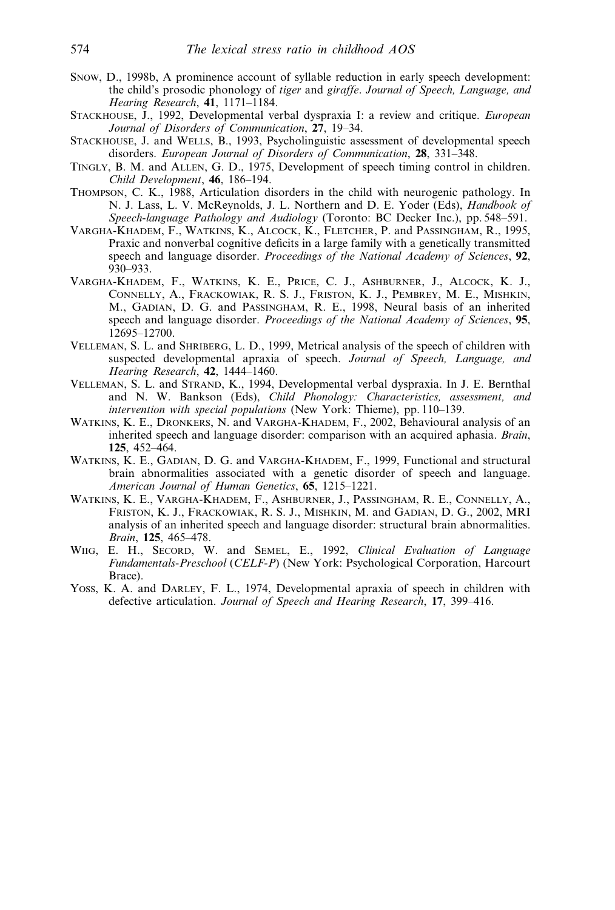Snow, D., 1998b, A prominence account of syllable reduction in early speech development: the child's prosodic phonology of *tiger* and *giraffe*. *Journal of Speech, Language, and Hearing Research*, **41**, 1171–1184.

Stackhouse, J., 1992, Developmental verbal dyspraxia I: a review and critique. *European Journal of Disorders of Communication*, **27**, 19–34.

Stackhouse, J. and Wells, B., 1993, Psycholinguistic assessment of developmental speech disorders. *European Journal of Disorders of Communication*, **28**, 331–348.

Tingly, B. M. and Allen, G. D., 1975, Development of speech timing control in children. *Child Development*, **46**, 186–194.

Thompson, C. K., 1988, Articulation disorders in the child with neurogenic pathology. In N. J. Lass, L. V. McReynolds, J. L. Northern and D. E. Yoder (Eds), *Handbook of Speech-language Pathology and Audiology* (Toronto: BC Decker Inc.), pp. 548–591.

Vargha-Khadem, F., Watkins, K., Alcock, K., Fletcher, P. and Passingham, R., 1995, Praxic and nonverbal cognitive deficits in a large family with a genetically transmitted speech and language disorder. *Proceedings of the National Academy of Sciences*, **92**, 930–933.

Vargha-Khadem, F., Watkins, K. E., Price, C. J., Ashburner, J., Alcock, K. J., Connelly, A., Frackowiak, R. S. J., Friston, K. J., Pembrey, M. E., Mishkin, M., Gadian, D. G. and Passingham, R. E., 1998, Neural basis of an inherited speech and language disorder. *Proceedings of the National Academy of Sciences*, **95**, 12695–12700.

Velleman, S. L. and Shriberg, L. D., 1999, Metrical analysis of the speech of children with suspected developmental apraxia of speech. *Journal of Speech, Language, and Hearing Research*, **42**, 1444–1460.

Velleman, S. L. and Strand, K., 1994, Developmental verbal dyspraxia. In J. E. Bernthal and N. W. Bankson (Eds), *Child Phonology: Characteristics, assessment, and intervention with special populations* (New York: Thieme), pp. 110–139.

Watkins, K. E., Dronkers, N. and Vargha-Khadem, F., 2002, Behavioural analysis of an inherited speech and language disorder: comparison with an acquired aphasia. *Brain*, **125**, 452–464.

Watkins, K. E., Gadian, D. G. and Vargha-Khadem, F., 1999, Functional and structural brain abnormalities associated with a genetic disorder of speech and language. *American Journal of Human Genetics*, **65**, 1215–1221.

Watkins, K. E., Vargha-Khadem, F., Ashburner, J., Passingham, R. E., Connelly, A., Friston, K. J., Frackowiak, R. S. J., Mishkin, M. and Gadian, D. G., 2002, MRI analysis of an inherited speech and language disorder: structural brain abnormalities. *Brain*, **125**, 465–478.

Wiig, E. H., Secord, W. and Semel, E., 1992, *Clinical Evaluation of Language Fundamentals-Preschool* (*CELF-P*) (New York: Psychological Corporation, Harcourt Brace).

Yoss, K. A. and Darley, F. L., 1974, Developmental apraxia of speech in children with defective articulation. *Journal of Speech and Hearing Research*, **17**, 399–416.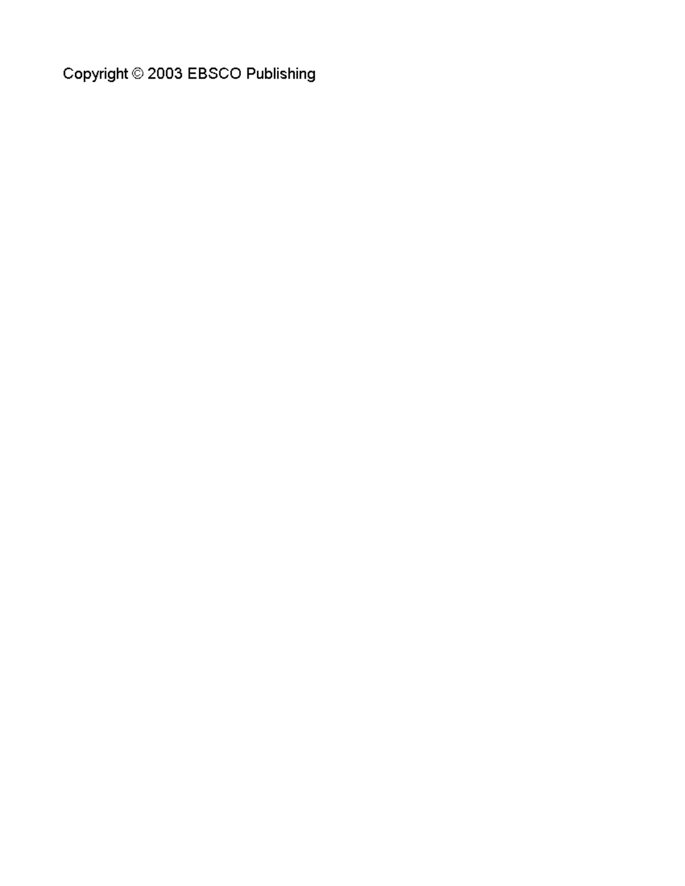Copyright © 2003 EBSCO Publishing